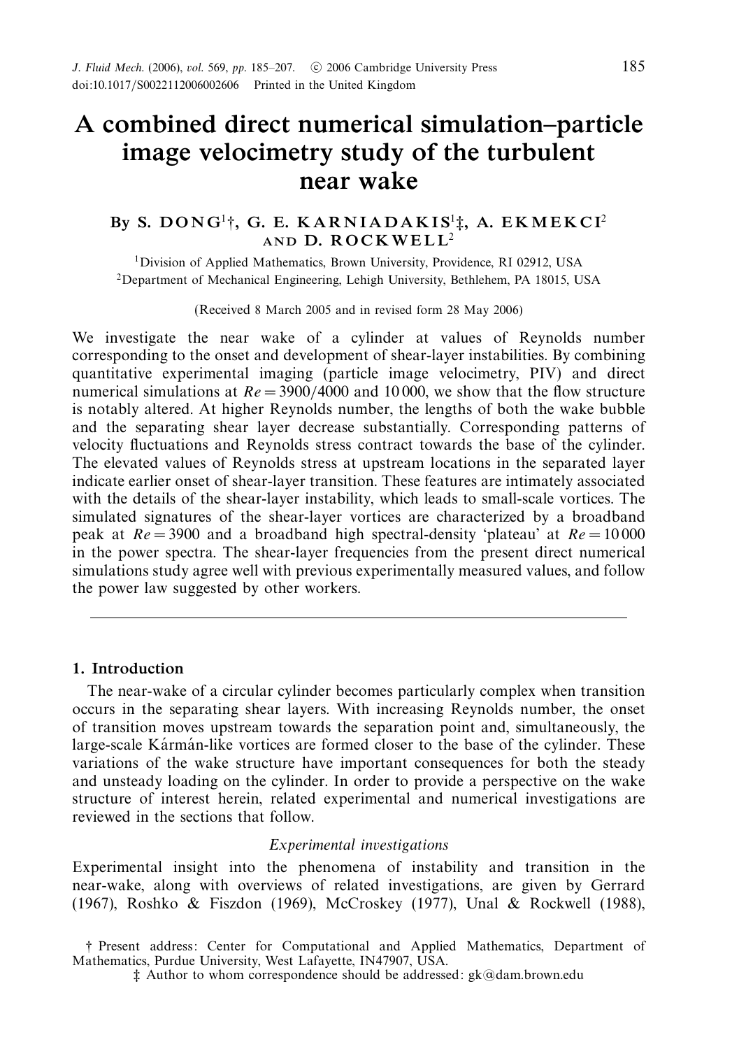# A combined direct numerical simulation–particle image velocimetry study of the turbulent near wake

By S. DONG[1]†, G. E. KARNIADAKIS[1]‡, A. EKMEKCI[2] AND D. ROCKWELL[2]

[1]Division of Applied Mathematics, Brown University, Providence, RI 02912, USA

[2]Department of Mechanical Engineering, Lehigh University, Bethlehem, PA 18015, USA

(Received 8 March 2005 and in revised form 28 May 2006)

We investigate the near wake of a cylinder at values of Reynolds number corresponding to the onset and development of shear-layer instabilities. By combining quantitative experimental imaging (particle image velocimetry, PIV) and direct numerical simulations at $Re = 3900/4000$ and $10\,000$, we show that the flow structure is notably altered. At higher Reynolds number, the lengths of both the wake bubble and the separating shear layer decrease substantially. Corresponding patterns of velocity fluctuations and Reynolds stress contract towards the base of the cylinder. The elevated values of Reynolds stress at upstream locations in the separated layer indicate earlier onset of shear-layer transition. These features are intimately associated with the details of the shear-layer instability, which leads to small-scale vortices. The simulated signatures of the shear-layer vortices are characterized by a broadband peak at $Re = 3900$ and a broadband high spectral-density 'plateau' at $Re = 10\,000$ in the power spectra. The shear-layer frequencies from the present direct numerical simulations study agree well with previous experimentally measured values, and follow the power law suggested by other workers.

---

## 1. Introduction

The near-wake of a circular cylinder becomes particularly complex when transition occurs in the separating shear layers. With increasing Reynolds number, the onset of transition moves upstream towards the separation point and, simultaneously, the large-scale Kármán-like vortices are formed closer to the base of the cylinder. These variations of the wake structure have important consequences for both the steady and unsteady loading on the cylinder. In order to provide a perspective on the wake structure of interest herein, related experimental and numerical investigations are reviewed in the sections that follow.

### *Experimental investigations*

Experimental insight into the phenomena of instability and transition in the near-wake, along with overviews of related investigations, are given by Gerrard (1967), Roshko & Fiszdon (1969), McCroskey (1977), Unal & Rockwell (1988),

† Present address: Center for Computational and Applied Mathematics, Department of Mathematics, Purdue University, West Lafayette, IN47907, USA.

‡ Author to whom correspondence should be addressed: gk@dam.brown.edu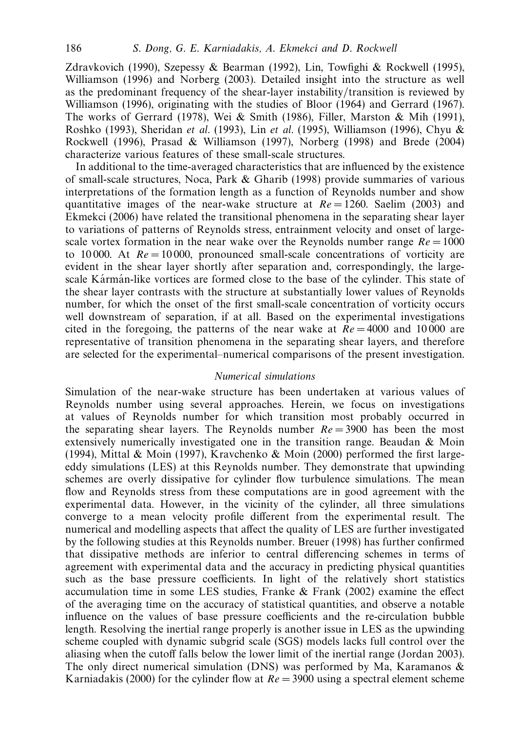Zdravkovich (1990), Szepessy & Bearman (1992), Lin, Towfighi & Rockwell (1995), Williamson (1996) and Norberg (2003). Detailed insight into the structure as well as the predominant frequency of the shear-layer instability/transition is reviewed by Williamson (1996), originating with the studies of Bloor (1964) and Gerrard (1967). The works of Gerrard (1978), Wei & Smith (1986), Filler, Marston & Mih (1991), Roshko (1993), Sheridan *et al.* (1993), Lin *et al.* (1995), Williamson (1996), Chyu & Rockwell (1996), Prasad & Williamson (1997), Norberg (1998) and Brede (2004) characterize various features of these small-scale structures.

In additional to the time-averaged characteristics that are influenced by the existence of small-scale structures, Noca, Park & Gharib (1998) provide summaries of various interpretations of the formation length as a function of Reynolds number and show quantitative images of the near-wake structure at $Re = 1260$. Saelim (2003) and Ekmekci (2006) have related the transitional phenomena in the separating shear layer to variations of patterns of Reynolds stress, entrainment velocity and onset of large-scale vortex formation in the near wake over the Reynolds number range $Re = 1000$ to 10 000. At $Re = 10\,000$, pronounced small-scale concentrations of vorticity are evident in the shear layer shortly after separation and, correspondingly, the large-scale Kármán-like vortices are formed close to the base of the cylinder. This state of the shear layer contrasts with the structure at substantially lower values of Reynolds number, for which the onset of the first small-scale concentration of vorticity occurs well downstream of separation, if at all. Based on the experimental investigations cited in the foregoing, the patterns of the near wake at $Re = 4000$ and 10 000 are representative of transition phenomena in the separating shear layers, and therefore are selected for the experimental–numerical comparisons of the present investigation.

*Numerical simulations*

Simulation of the near-wake structure has been undertaken at various values of Reynolds number using several approaches. Herein, we focus on investigations at values of Reynolds number for which transition most probably occurred in the separating shear layers. The Reynolds number $Re = 3900$ has been the most extensively numerically investigated one in the transition range. Beaudan & Moin (1994), Mittal & Moin (1997), Kravchenko & Moin (2000) performed the first large-eddy simulations (LES) at this Reynolds number. They demonstrate that upwinding schemes are overly dissipative for cylinder flow turbulence simulations. The mean flow and Reynolds stress from these computations are in good agreement with the experimental data. However, in the vicinity of the cylinder, all three simulations converge to a mean velocity profile different from the experimental result. The numerical and modelling aspects that affect the quality of LES are further investigated by the following studies at this Reynolds number. Breuer (1998) has further confirmed that dissipative methods are inferior to central differencing schemes in terms of agreement with experimental data and the accuracy in predicting physical quantities such as the base pressure coefficients. In light of the relatively short statistics accumulation time in some LES studies, Franke & Frank (2002) examine the effect of the averaging time on the accuracy of statistical quantities, and observe a notable influence on the values of base pressure coefficients and the re-circulation bubble length. Resolving the inertial range properly is another issue in LES as the upwinding scheme coupled with dynamic subgrid scale (SGS) models lacks full control over the aliasing when the cutoff falls below the lower limit of the inertial range (Jordan 2003). The only direct numerical simulation (DNS) was performed by Ma, Karamanos & Karniadakis (2000) for the cylinder flow at $Re = 3900$ using a spectral element scheme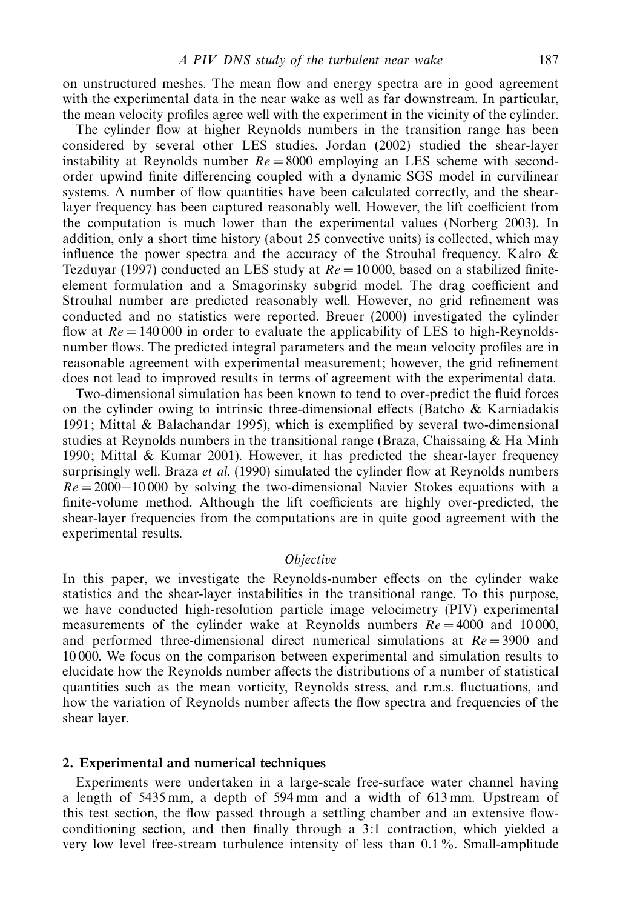on unstructured meshes. The mean flow and energy spectra are in good agreement with the experimental data in the near wake as well as far downstream. In particular, the mean velocity profiles agree well with the experiment in the vicinity of the cylinder.

The cylinder flow at higher Reynolds numbers in the transition range has been considered by several other LES studies. Jordan (2002) studied the shear-layer instability at Reynolds number $Re = 8000$ employing an LES scheme with second-order upwind finite differencing coupled with a dynamic SGS model in curvilinear systems. A number of flow quantities have been calculated correctly, and the shear-layer frequency has been captured reasonably well. However, the lift coefficient from the computation is much lower than the experimental values (Norberg 2003). In addition, only a short time history (about 25 convective units) is collected, which may influence the power spectra and the accuracy of the Strouhal frequency. Kalro & Tezduyar (1997) conducted an LES study at $Re = 10\,000$, based on a stabilized finite-element formulation and a Smagorinsky subgrid model. The drag coefficient and Strouhal number are predicted reasonably well. However, no grid refinement was conducted and no statistics were reported. Breuer (2000) investigated the cylinder flow at $Re = 140\,000$ in order to evaluate the applicability of LES to high-Reynolds-number flows. The predicted integral parameters and the mean velocity profiles are in reasonable agreement with experimental measurement; however, the grid refinement does not lead to improved results in terms of agreement with the experimental data.

Two-dimensional simulation has been known to tend to over-predict the fluid forces on the cylinder owing to intrinsic three-dimensional effects (Batcho & Karniadakis 1991; Mittal & Balachandar 1995), which is exemplified by several two-dimensional studies at Reynolds numbers in the transitional range (Braza, Chaissaing & Ha Minh 1990; Mittal & Kumar 2001). However, it has predicted the shear-layer frequency surprisingly well. Braza *et al.* (1990) simulated the cylinder flow at Reynolds numbers $Re = 2000$–$10\,000$ by solving the two-dimensional Navier–Stokes equations with a finite-volume method. Although the lift coefficients are highly over-predicted, the shear-layer frequencies from the computations are in quite good agreement with the experimental results.

*Objective*

In this paper, we investigate the Reynolds-number effects on the cylinder wake statistics and the shear-layer instabilities in the transitional range. To this purpose, we have conducted high-resolution particle image velocimetry (PIV) experimental measurements of the cylinder wake at Reynolds numbers $Re = 4000$ and $10\,000$, and performed three-dimensional direct numerical simulations at $Re = 3900$ and $10\,000$. We focus on the comparison between experimental and simulation results to elucidate how the Reynolds number affects the distributions of a number of statistical quantities such as the mean vorticity, Reynolds stress, and r.m.s. fluctuations, and how the variation of Reynolds number affects the flow spectra and frequencies of the shear layer.

## 2. Experimental and numerical techniques

Experiments were undertaken in a large-scale free-surface water channel having a length of 5435 mm, a depth of 594 mm and a width of 613 mm. Upstream of this test section, the flow passed through a settling chamber and an extensive flow-conditioning section, and then finally through a 3:1 contraction, which yielded a very low level free-stream turbulence intensity of less than 0.1 %. Small-amplitude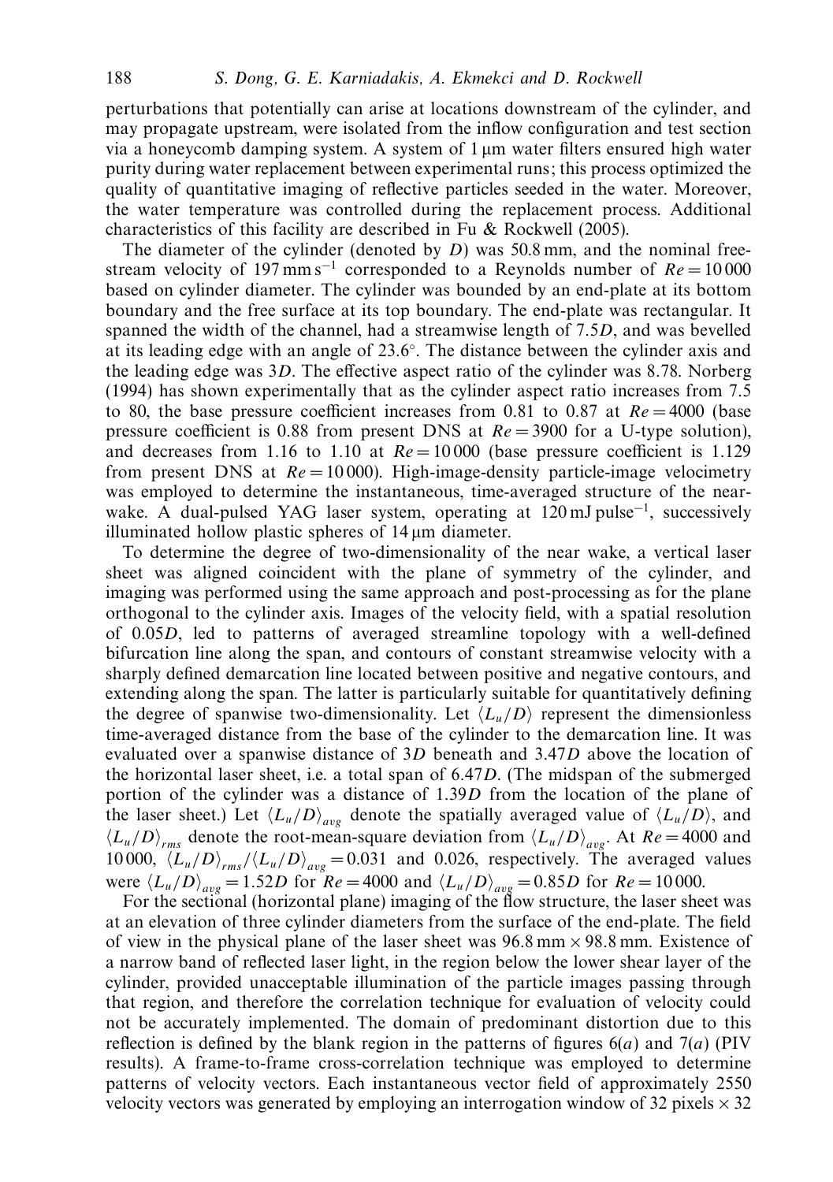perturbations that potentially can arise at locations downstream of the cylinder, and may propagate upstream, were isolated from the inflow configuration and test section via a honeycomb damping system. A system of 1 μm water filters ensured high water purity during water replacement between experimental runs; this process optimized the quality of quantitative imaging of reflective particles seeded in the water. Moreover, the water temperature was controlled during the replacement process. Additional characteristics of this facility are described in Fu & Rockwell (2005).

The diameter of the cylinder (denoted by $D$) was 50.8 mm, and the nominal free-stream velocity of $197\,\text{mm}\,\text{s}^{-1}$ corresponded to a Reynolds number of $Re = 10\,000$ based on cylinder diameter. The cylinder was bounded by an end-plate at its bottom boundary and the free surface at its top boundary. The end-plate was rectangular. It spanned the width of the channel, had a streamwise length of $7.5D$, and was bevelled at its leading edge with an angle of $23.6^{\circ}$. The distance between the cylinder axis and the leading edge was $3D$. The effective aspect ratio of the cylinder was 8.78. Norberg (1994) has shown experimentally that as the cylinder aspect ratio increases from 7.5 to 80, the base pressure coefficient increases from 0.81 to 0.87 at $Re = 4000$ (base pressure coefficient is 0.88 from present DNS at $Re = 3900$ for a U-type solution), and decreases from 1.16 to 1.10 at $Re = 10\,000$ (base pressure coefficient is 1.129 from present DNS at $Re = 10\,000$). High-image-density particle-image velocimetry was employed to determine the instantaneous, time-averaged structure of the near-wake. A dual-pulsed YAG laser system, operating at $120\,\text{mJ}\,\text{pulse}^{-1}$, successively illuminated hollow plastic spheres of 14 μm diameter.

To determine the degree of two-dimensionality of the near wake, a vertical laser sheet was aligned coincident with the plane of symmetry of the cylinder, and imaging was performed using the same approach and post-processing as for the plane orthogonal to the cylinder axis. Images of the velocity field, with a spatial resolution of $0.05D$, led to patterns of averaged streamline topology with a well-defined bifurcation line along the span, and contours of constant streamwise velocity with a sharply defined demarcation line located between positive and negative contours, and extending along the span. The latter is particularly suitable for quantitatively defining the degree of spanwise two-dimensionality. Let $\langle L_u/D \rangle$ represent the dimensionless time-averaged distance from the base of the cylinder to the demarcation line. It was evaluated over a spanwise distance of $3D$ beneath and $3.47D$ above the location of the horizontal laser sheet, i.e. a total span of $6.47D$. (The midspan of the submerged portion of the cylinder was a distance of $1.39D$ from the location of the plane of the laser sheet.) Let $\langle L_u/D \rangle_{avg}$ denote the spatially averaged value of $\langle L_u/D \rangle$, and $\langle L_u/D \rangle_{rms}$ denote the root-mean-square deviation from $\langle L_u/D \rangle_{avg}$. At $Re = 4000$ and $10\,000$, $\langle L_u/D \rangle_{rms}/\langle L_u/D \rangle_{avg} = 0.031$ and 0.026, respectively. The averaged values were $\langle L_u/D \rangle_{avg} = 1.52D$ for $Re = 4000$ and $\langle L_u/D \rangle_{avg} = 0.85D$ for $Re = 10\,000$.

For the sectional (horizontal plane) imaging of the flow structure, the laser sheet was at an elevation of three cylinder diameters from the surface of the end-plate. The field of view in the physical plane of the laser sheet was $96.8\,\text{mm} \times 98.8\,\text{mm}$. Existence of a narrow band of reflected laser light, in the region below the lower shear layer of the cylinder, provided unacceptable illumination of the particle images passing through that region, and therefore the correlation technique for evaluation of velocity could not be accurately implemented. The domain of predominant distortion due to this reflection is defined by the blank region in the patterns of figures 6(*a*) and 7(*a*) (PIV results). A frame-to-frame cross-correlation technique was employed to determine patterns of velocity vectors. Each instantaneous vector field of approximately 2550 velocity vectors was generated by employing an interrogation window of 32 pixels $\times$ 32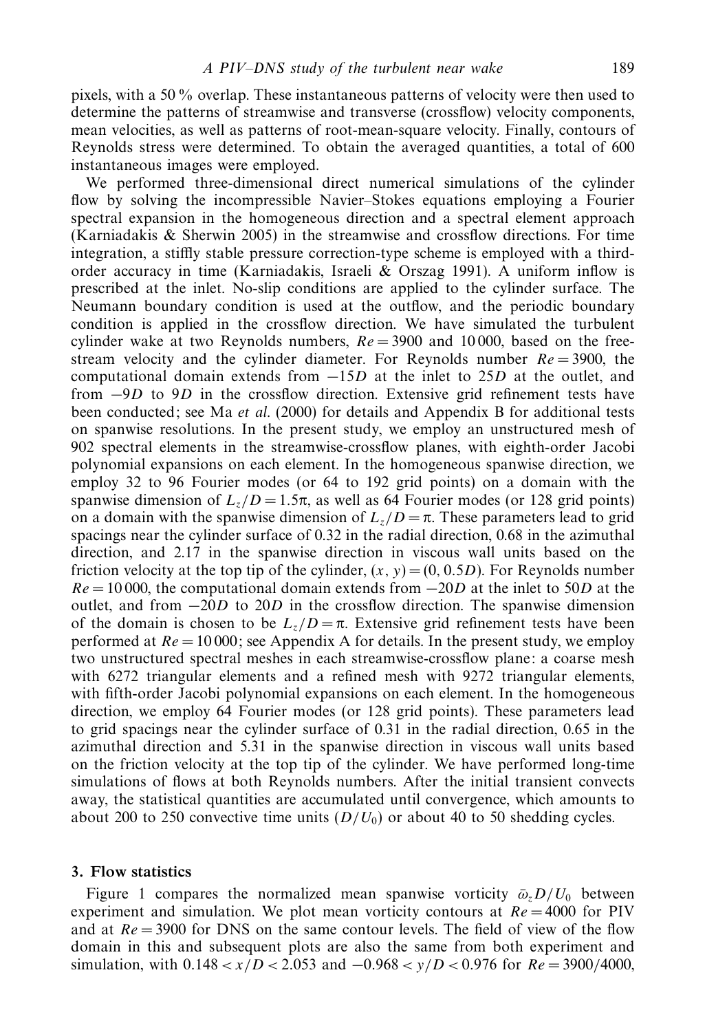pixels, with a 50 % overlap. These instantaneous patterns of velocity were then used to determine the patterns of streamwise and transverse (crossflow) velocity components, mean velocities, as well as patterns of root-mean-square velocity. Finally, contours of Reynolds stress were determined. To obtain the averaged quantities, a total of 600 instantaneous images were employed.

We performed three-dimensional direct numerical simulations of the cylinder flow by solving the incompressible Navier–Stokes equations employing a Fourier spectral expansion in the homogeneous direction and a spectral element approach (Karniadakis & Sherwin 2005) in the streamwise and crossflow directions. For time integration, a stiffly stable pressure correction-type scheme is employed with a third-order accuracy in time (Karniadakis, Israeli & Orszag 1991). A uniform inflow is prescribed at the inlet. No-slip conditions are applied to the cylinder surface. The Neumann boundary condition is used at the outflow, and the periodic boundary condition is applied in the crossflow direction. We have simulated the turbulent cylinder wake at two Reynolds numbers, $Re = 3900$ and $10\,000$, based on the free-stream velocity and the cylinder diameter. For Reynolds number $Re = 3900$, the computational domain extends from $-15D$ at the inlet to $25D$ at the outlet, and from $-9D$ to $9D$ in the crossflow direction. Extensive grid refinement tests have been conducted; see Ma *et al.* (2000) for details and Appendix B for additional tests on spanwise resolutions. In the present study, we employ an unstructured mesh of 902 spectral elements in the streamwise-crossflow planes, with eighth-order Jacobi polynomial expansions on each element. In the homogeneous spanwise direction, we employ 32 to 96 Fourier modes (or 64 to 192 grid points) on a domain with the spanwise dimension of $L_z/D = 1.5\pi$, as well as 64 Fourier modes (or 128 grid points) on a domain with the spanwise dimension of $L_z/D = \pi$. These parameters lead to grid spacings near the cylinder surface of 0.32 in the radial direction, 0.68 in the azimuthal direction, and 2.17 in the spanwise direction in viscous wall units based on the friction velocity at the top tip of the cylinder, $(x, y) = (0, 0.5D)$. For Reynolds number $Re = 10\,000$, the computational domain extends from $-20D$ at the inlet to $50D$ at the outlet, and from $-20D$ to $20D$ in the crossflow direction. The spanwise dimension of the domain is chosen to be $L_z/D = \pi$. Extensive grid refinement tests have been performed at $Re = 10\,000$; see Appendix A for details. In the present study, we employ two unstructured spectral meshes in each streamwise-crossflow plane: a coarse mesh with 6272 triangular elements and a refined mesh with 9272 triangular elements, with fifth-order Jacobi polynomial expansions on each element. In the homogeneous direction, we employ 64 Fourier modes (or 128 grid points). These parameters lead to grid spacings near the cylinder surface of 0.31 in the radial direction, 0.65 in the azimuthal direction and 5.31 in the spanwise direction in viscous wall units based on the friction velocity at the top tip of the cylinder. We have performed long-time simulations of flows at both Reynolds numbers. After the initial transient convects away, the statistical quantities are accumulated until convergence, which amounts to about 200 to 250 convective time units $(D/U_0)$ or about 40 to 50 shedding cycles.

## 3. Flow statistics

Figure 1 compares the normalized mean spanwise vorticity $\bar{\omega}_z D/U_0$ between experiment and simulation. We plot mean vorticity contours at $Re = 4000$ for PIV and at $Re = 3900$ for DNS on the same contour levels. The field of view of the flow domain in this and subsequent plots are also the same from both experiment and simulation, with $0.148 < x/D < 2.053$ and $-0.968 < y/D < 0.976$ for $Re = 3900/4000$,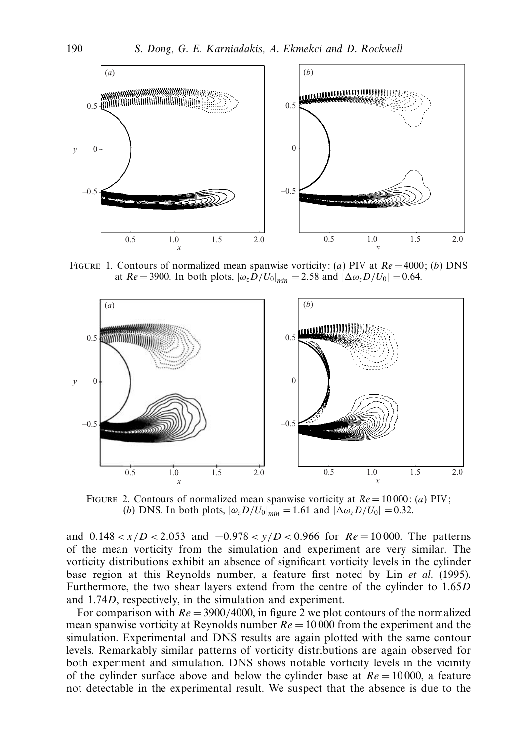FIGURE 1. Contours of normalized mean spanwise vorticity: (*a*) PIV at $Re = 4000$; (*b*) DNS at $Re = 3900$. In both plots, $|\bar{\omega}_z D/U_0|_{min} = 2.58$ and $|\Delta\bar{\omega}_z D/U_0| = 0.64$.

FIGURE 2. Contours of normalized mean spanwise vorticity at $Re = 10\,000$: (*a*) PIV; (*b*) DNS. In both plots, $|\bar{\omega}_z D/U_0|_{min} = 1.61$ and $|\Delta\bar{\omega}_z D/U_0| = 0.32$.

and $0.148 < x/D < 2.053$ and $-0.978 < y/D < 0.966$ for $Re = 10\,000$. The patterns of the mean vorticity from the simulation and experiment are very similar. The vorticity distributions exhibit an absence of significant vorticity levels in the cylinder base region at this Reynolds number, a feature first noted by Lin *et al.* (1995). Furthermore, the two shear layers extend from the centre of the cylinder to $1.65D$ and $1.74D$, respectively, in the simulation and experiment.

For comparison with $Re = 3900/4000$, in figure 2 we plot contours of the normalized mean spanwise vorticity at Reynolds number $Re = 10\,000$ from the experiment and the simulation. Experimental and DNS results are again plotted with the same contour levels. Remarkably similar patterns of vorticity distributions are again observed for both experiment and simulation. DNS shows notable vorticity levels in the vicinity of the cylinder surface above and below the cylinder base at $Re = 10\,000$, a feature not detectable in the experimental result. We suspect that the absence is due to the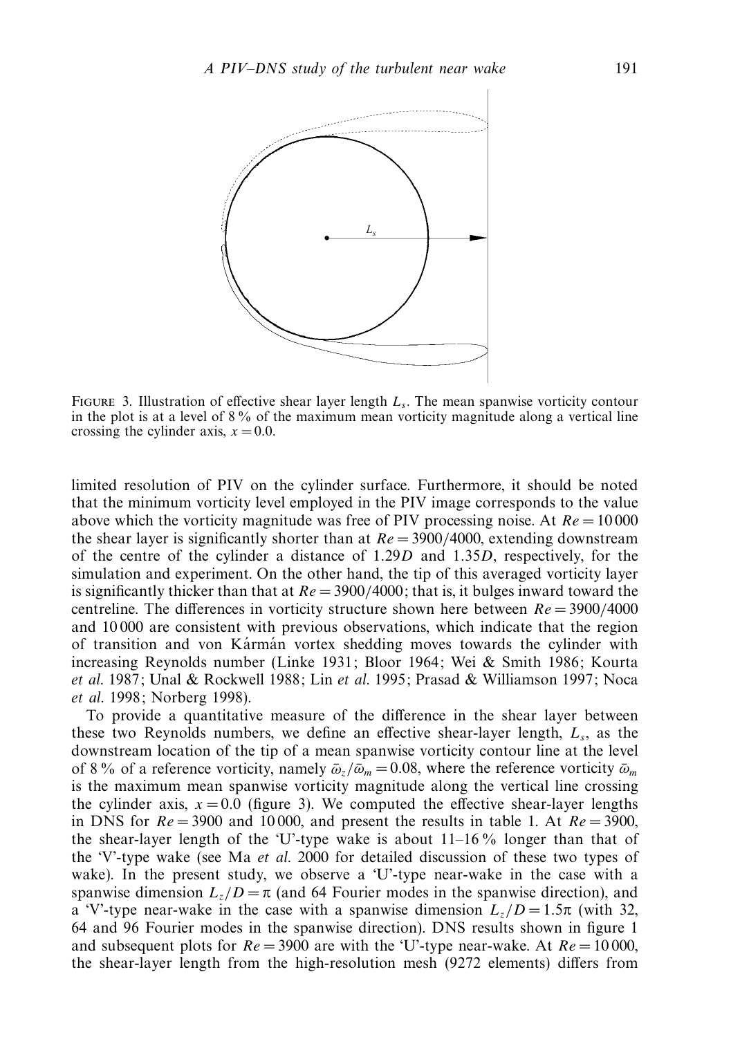FIGURE 3. Illustration of effective shear layer length $L_s$. The mean spanwise vorticity contour in the plot is at a level of 8 % of the maximum mean vorticity magnitude along a vertical line crossing the cylinder axis, $x = 0.0$.

limited resolution of PIV on the cylinder surface. Furthermore, it should be noted that the minimum vorticity level employed in the PIV image corresponds to the value above which the vorticity magnitude was free of PIV processing noise. At $Re = 10\,000$ the shear layer is significantly shorter than at $Re = 3900/4000$, extending downstream of the centre of the cylinder a distance of $1.29D$ and $1.35D$, respectively, for the simulation and experiment. On the other hand, the tip of this averaged vorticity layer is significantly thicker than that at $Re = 3900/4000$; that is, it bulges inward toward the centreline. The differences in vorticity structure shown here between $Re = 3900/4000$ and 10 000 are consistent with previous observations, which indicate that the region of transition and von Kármán vortex shedding moves towards the cylinder with increasing Reynolds number (Linke 1931; Bloor 1964; Wei & Smith 1986; Kourta *et al.* 1987; Unal & Rockwell 1988; Lin *et al.* 1995; Prasad & Williamson 1997; Noca *et al.* 1998; Norberg 1998).

To provide a quantitative measure of the difference in the shear layer between these two Reynolds numbers, we define an effective shear-layer length, $L_s$, as the downstream location of the tip of a mean spanwise vorticity contour line at the level of 8 % of a reference vorticity, namely $\bar{\omega}_z/\bar{\omega}_m = 0.08$, where the reference vorticity $\bar{\omega}_m$ is the maximum mean spanwise vorticity magnitude along the vertical line crossing the cylinder axis, $x = 0.0$ (figure 3). We computed the effective shear-layer lengths in DNS for $Re = 3900$ and 10 000, and present the results in table 1. At $Re = 3900$, the shear-layer length of the 'U'-type wake is about 11–16 % longer than that of the 'V'-type wake (see Ma *et al.* 2000 for detailed discussion of these two types of wake). In the present study, we observe a 'U'-type near-wake in the case with a spanwise dimension $L_z/D = \pi$ (and 64 Fourier modes in the spanwise direction), and a 'V'-type near-wake in the case with a spanwise dimension $L_z/D = 1.5\pi$ (with 32, 64 and 96 Fourier modes in the spanwise direction). DNS results shown in figure 1 and subsequent plots for $Re = 3900$ are with the 'U'-type near-wake. At $Re = 10\,000$, the shear-layer length from the high-resolution mesh (9272 elements) differs from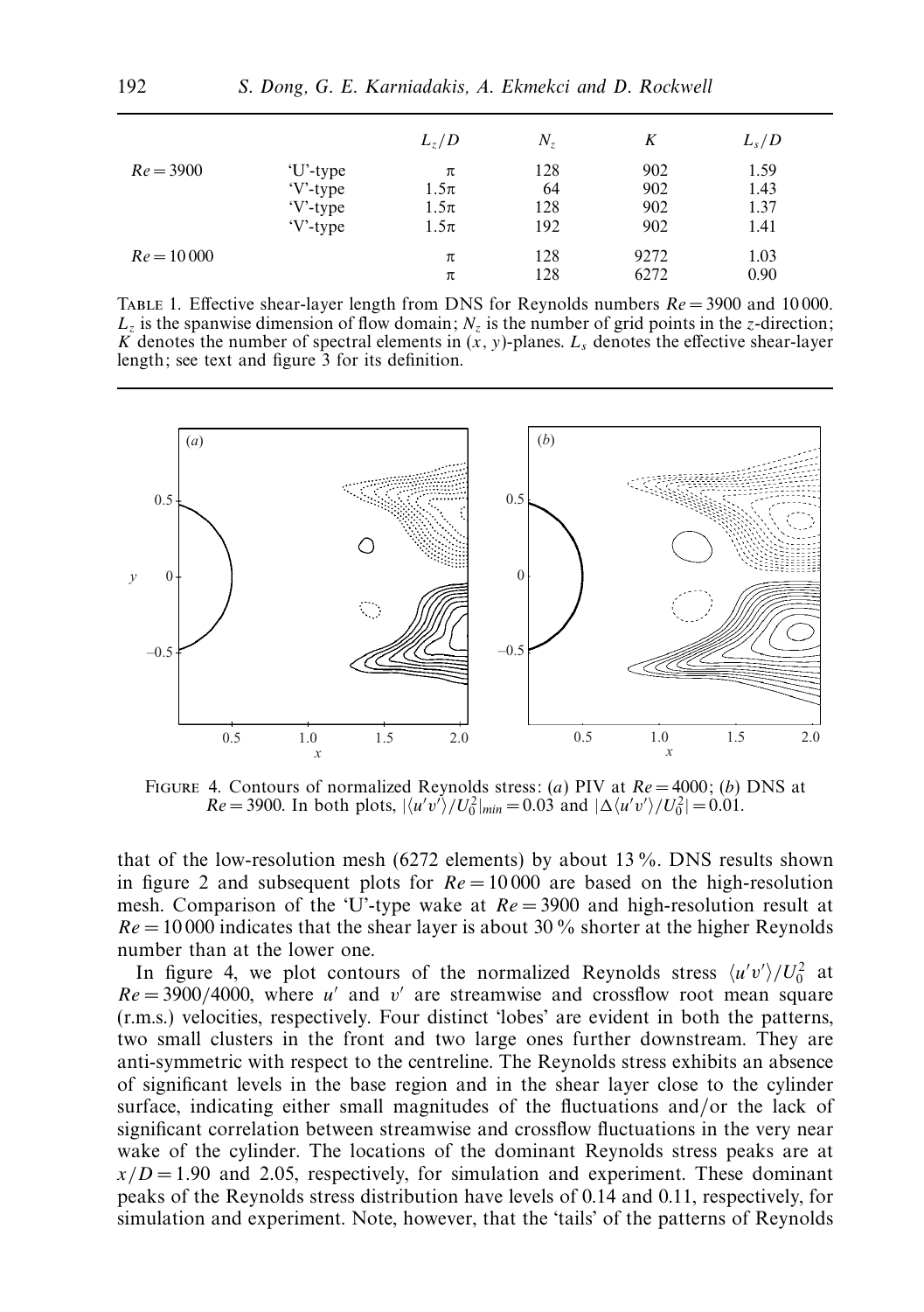|  |  | $L_z/D$ | $N_z$ | $K$ | $L_s/D$ |
|---|---|---|---|---|---|
| $Re = 3900$ | 'U'-type | π | 128 | 902 | 1.59 |
|  | 'V'-type | 1.5π | 64 | 902 | 1.43 |
|  | 'V'-type | 1.5π | 128 | 902 | 1.37 |
|  | 'V'-type | 1.5π | 192 | 902 | 1.41 |
| $Re = 10\,000$ |  | π | 128 | 9272 | 1.03 |
|  |  | π | 128 | 6272 | 0.90 |

TABLE 1. Effective shear-layer length from DNS for Reynolds numbers $Re = 3900$ and $10\,000$. $L_z$ is the spanwise dimension of flow domain; $N_z$ is the number of grid points in the $z$-direction; $K$ denotes the number of spectral elements in $(x, y)$-planes. $L_s$ denotes the effective shear-layer length; see text and figure 3 for its definition.

FIGURE 4. Contours of normalized Reynolds stress: (a) PIV at $Re = 4000$; (b) DNS at $Re = 3900$. In both plots, $|\langle u'v'\rangle/U_0^2|_{min} = 0.03$ and $|\Delta\langle u'v'\rangle/U_0^2| = 0.01$.

that of the low-resolution mesh (6272 elements) by about 13 %. DNS results shown in figure 2 and subsequent plots for $Re = 10\,000$ are based on the high-resolution mesh. Comparison of the 'U'-type wake at $Re = 3900$ and high-resolution result at $Re = 10\,000$ indicates that the shear layer is about 30 % shorter at the higher Reynolds number than at the lower one.

In figure 4, we plot contours of the normalized Reynolds stress $\langle u'v'\rangle/U_0^2$ at $Re = 3900/4000$, where $u'$ and $v'$ are streamwise and crossflow root mean square (r.m.s.) velocities, respectively. Four distinct 'lobes' are evident in both the patterns, two small clusters in the front and two large ones further downstream. They are anti-symmetric with respect to the centreline. The Reynolds stress exhibits an absence of significant levels in the base region and in the shear layer close to the cylinder surface, indicating either small magnitudes of the fluctuations and/or the lack of significant correlation between streamwise and crossflow fluctuations in the very near wake of the cylinder. The locations of the dominant Reynolds stress peaks are at $x/D = 1.90$ and 2.05, respectively, for simulation and experiment. These dominant peaks of the Reynolds stress distribution have levels of 0.14 and 0.11, respectively, for simulation and experiment. Note, however, that the 'tails' of the patterns of Reynolds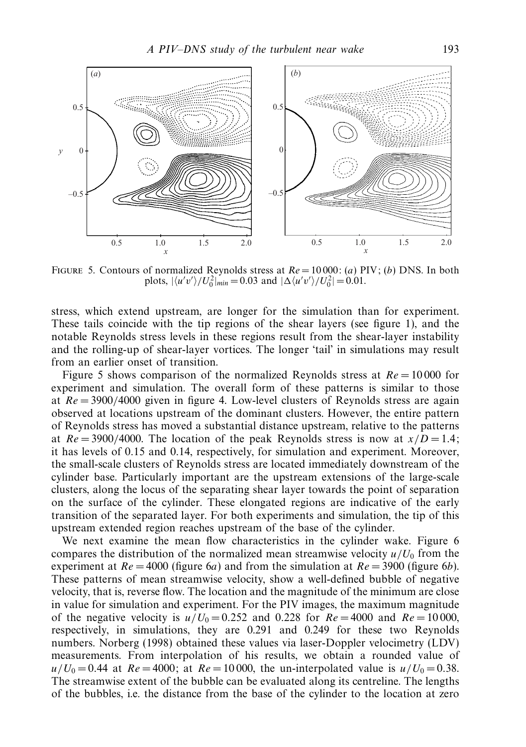FIGURE 5. Contours of normalized Reynolds stress at $Re = 10\,000$: (*a*) PIV; (*b*) DNS. In both plots, $|\langle u'v' \rangle / U_0^2|_{min} = 0.03$ and $|\Delta \langle u'v' \rangle / U_0^2| = 0.01$.

stress, which extend upstream, are longer for the simulation than for experiment. These tails coincide with the tip regions of the shear layers (see figure 1), and the notable Reynolds stress levels in these regions result from the shear-layer instability and the rolling-up of shear-layer vortices. The longer 'tail' in simulations may result from an earlier onset of transition.

Figure 5 shows comparison of the normalized Reynolds stress at $Re = 10\,000$ for experiment and simulation. The overall form of these patterns is similar to those at $Re = 3900/4000$ given in figure 4. Low-level clusters of Reynolds stress are again observed at locations upstream of the dominant clusters. However, the entire pattern of Reynolds stress has moved a substantial distance upstream, relative to the patterns at $Re = 3900/4000$. The location of the peak Reynolds stress is now at $x/D = 1.4$; it has levels of 0.15 and 0.14, respectively, for simulation and experiment. Moreover, the small-scale clusters of Reynolds stress are located immediately downstream of the cylinder base. Particularly important are the upstream extensions of the large-scale clusters, along the locus of the separating shear layer towards the point of separation on the surface of the cylinder. These elongated regions are indicative of the early transition of the separated layer. For both experiments and simulation, the tip of this upstream extended region reaches upstream of the base of the cylinder.

We next examine the mean flow characteristics in the cylinder wake. Figure 6 compares the distribution of the normalized mean streamwise velocity $u/U_0$ from the experiment at $Re = 4000$ (figure 6*a*) and from the simulation at $Re = 3900$ (figure 6*b*). These patterns of mean streamwise velocity, show a well-defined bubble of negative velocity, that is, reverse flow. The location and the magnitude of the minimum are close in value for simulation and experiment. For the PIV images, the maximum magnitude of the negative velocity is $u/U_0 = 0.252$ and 0.228 for $Re = 4000$ and $Re = 10\,000$, respectively, in simulations, they are 0.291 and 0.249 for these two Reynolds numbers. Norberg (1998) obtained these values via laser-Doppler velocimetry (LDV) measurements. From interpolation of his results, we obtain a rounded value of $u/U_0 = 0.44$ at $Re = 4000$; at $Re = 10\,000$, the un-interpolated value is $u/U_0 = 0.38$. The streamwise extent of the bubble can be evaluated along its centreline. The lengths of the bubbles, i.e. the distance from the base of the cylinder to the location at zero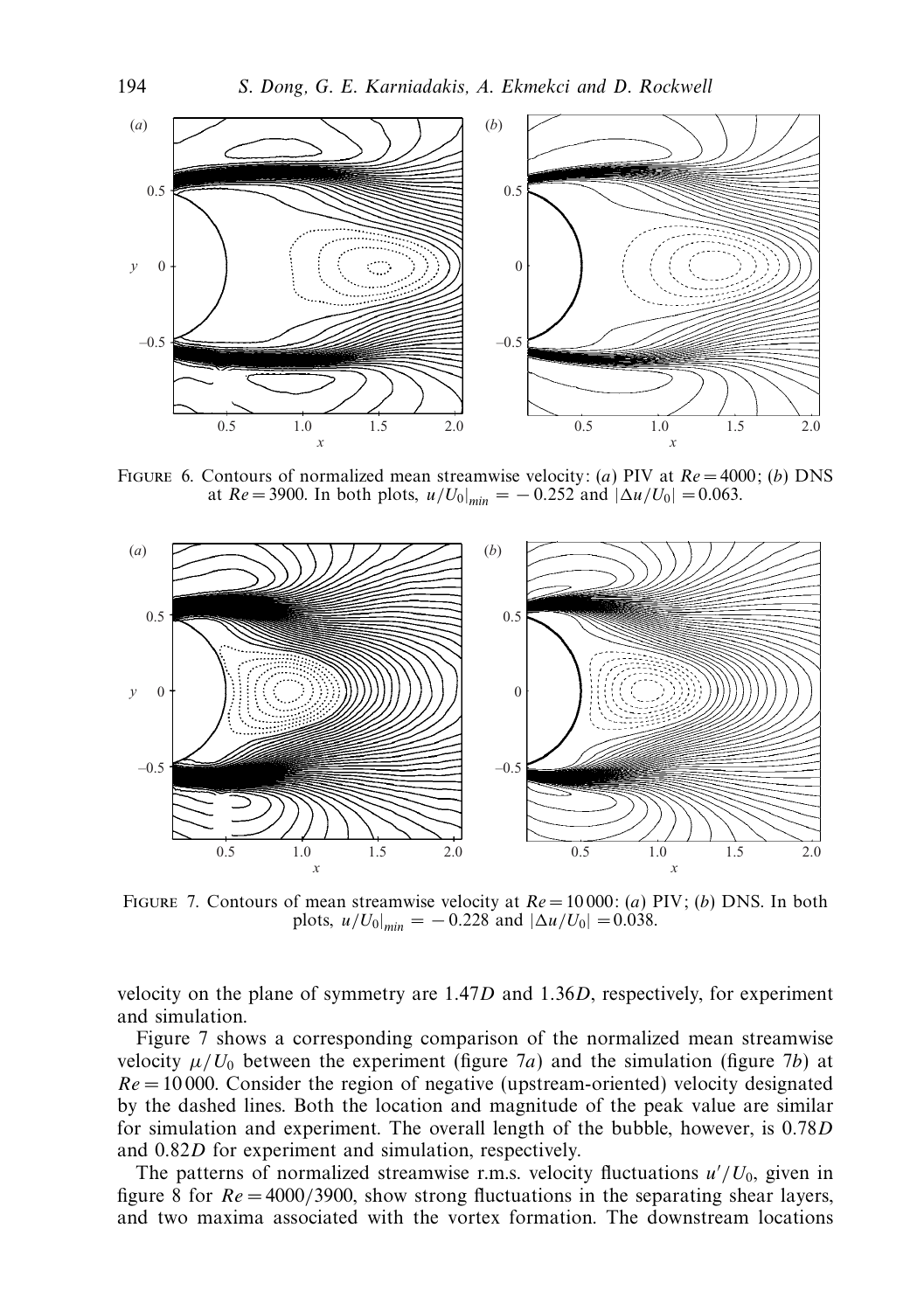FIGURE 6. Contours of normalized mean streamwise velocity: (*a*) PIV at $Re = 4000$; (*b*) DNS at $Re = 3900$. In both plots, $u/U_0|_{min} = -0.252$ and $|\Delta u/U_0| = 0.063$.

FIGURE 7. Contours of mean streamwise velocity at $Re = 10\,000$: (*a*) PIV; (*b*) DNS. In both plots, $u/U_0|_{min} = -0.228$ and $|\Delta u/U_0| = 0.038$.

velocity on the plane of symmetry are $1.47D$ and $1.36D$, respectively, for experiment and simulation.

Figure 7 shows a corresponding comparison of the normalized mean streamwise velocity $\mu/U_0$ between the experiment (figure 7*a*) and the simulation (figure 7*b*) at $Re = 10\,000$. Consider the region of negative (upstream-oriented) velocity designated by the dashed lines. Both the location and magnitude of the peak value are similar for simulation and experiment. The overall length of the bubble, however, is $0.78D$ and $0.82D$ for experiment and simulation, respectively.

The patterns of normalized streamwise r.m.s. velocity fluctuations $u'/U_0$, given in figure 8 for $Re = 4000/3900$, show strong fluctuations in the separating shear layers, and two maxima associated with the vortex formation. The downstream locations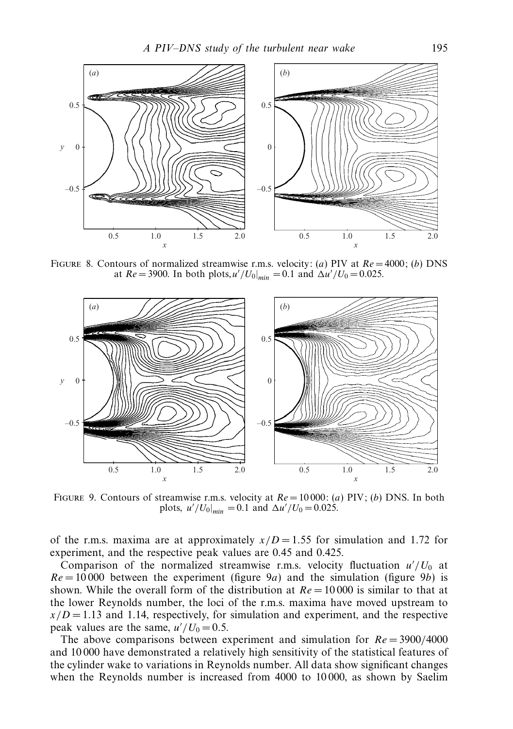FIGURE 8. Contours of normalized streamwise r.m.s. velocity: (*a*) PIV at $Re = 4000$; (*b*) DNS at $Re = 3900$. In both plots, $u'/U_0|_{min} = 0.1$ and $\Delta u'/U_0 = 0.025$.

FIGURE 9. Contours of streamwise r.m.s. velocity at $Re = 10\,000$: (*a*) PIV; (*b*) DNS. In both plots, $u'/U_0|_{min} = 0.1$ and $\Delta u'/U_0 = 0.025$.

of the r.m.s. maxima are at approximately $x/D = 1.55$ for simulation and 1.72 for experiment, and the respective peak values are 0.45 and 0.425.

Comparison of the normalized streamwise r.m.s. velocity fluctuation $u'/U_0$ at $Re = 10\,000$ between the experiment (figure 9*a*) and the simulation (figure 9*b*) is shown. While the overall form of the distribution at $Re = 10\,000$ is similar to that at the lower Reynolds number, the loci of the r.m.s. maxima have moved upstream to $x/D = 1.13$ and 1.14, respectively, for simulation and experiment, and the respective peak values are the same, $u'/U_0 = 0.5$.

The above comparisons between experiment and simulation for $Re = 3900/4000$ and 10 000 have demonstrated a relatively high sensitivity of the statistical features of the cylinder wake to variations in Reynolds number. All data show significant changes when the Reynolds number is increased from 4000 to 10 000, as shown by Saelim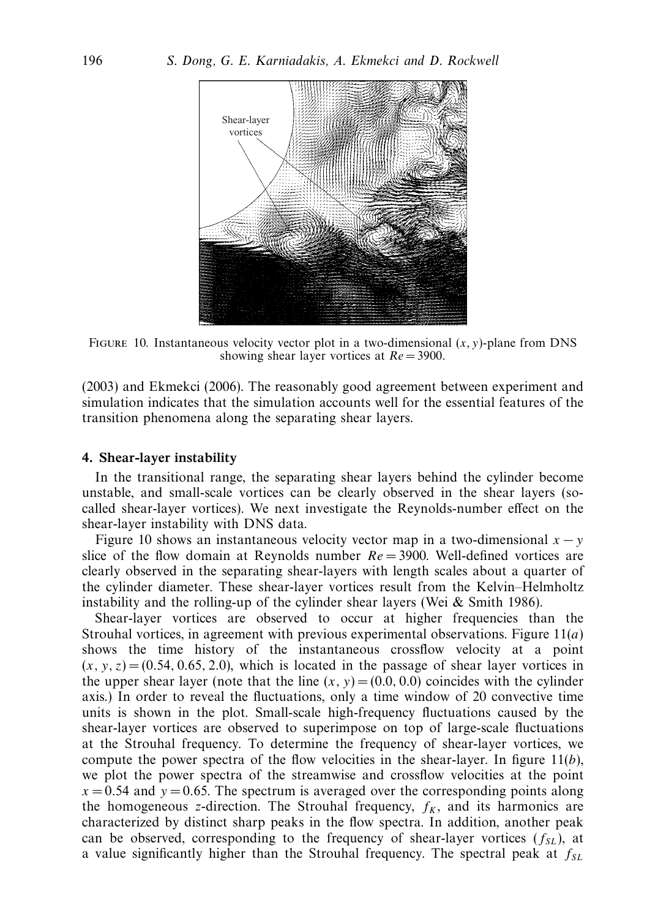Shear-layer vortices

FIGURE 10. Instantaneous velocity vector plot in a two-dimensional $(x, y)$-plane from DNS showing shear layer vortices at $Re = 3900$.

(2003) and Ekmekci (2006). The reasonably good agreement between experiment and simulation indicates that the simulation accounts well for the essential features of the transition phenomena along the separating shear layers.

## 4. Shear-layer instability

In the transitional range, the separating shear layers behind the cylinder become unstable, and small-scale vortices can be clearly observed in the shear layers (so-called shear-layer vortices). We next investigate the Reynolds-number effect on the shear-layer instability with DNS data.

Figure 10 shows an instantaneous velocity vector map in a two-dimensional $x - y$ slice of the flow domain at Reynolds number $Re = 3900$. Well-defined vortices are clearly observed in the separating shear-layers with length scales about a quarter of the cylinder diameter. These shear-layer vortices result from the Kelvin–Helmholtz instability and the rolling-up of the cylinder shear layers (Wei & Smith 1986).

Shear-layer vortices are observed to occur at higher frequencies than the Strouhal vortices, in agreement with previous experimental observations. Figure 11($a$) shows the time history of the instantaneous crossflow velocity at a point $(x, y, z) = (0.54, 0.65, 2.0)$, which is located in the passage of shear layer vortices in the upper shear layer (note that the line $(x, y) = (0.0, 0.0)$ coincides with the cylinder axis.) In order to reveal the fluctuations, only a time window of 20 convective time units is shown in the plot. Small-scale high-frequency fluctuations caused by the shear-layer vortices are observed to superimpose on top of large-scale fluctuations at the Strouhal frequency. To determine the frequency of shear-layer vortices, we compute the power spectra of the flow velocities in the shear-layer. In figure 11($b$), we plot the power spectra of the streamwise and crossflow velocities at the point $x = 0.54$ and $y = 0.65$. The spectrum is averaged over the corresponding points along the homogeneous $z$-direction. The Strouhal frequency, $f_K$, and its harmonics are characterized by distinct sharp peaks in the flow spectra. In addition, another peak can be observed, corresponding to the frequency of shear-layer vortices ($f_{SL}$), at a value significantly higher than the Strouhal frequency. The spectral peak at $f_{SL}$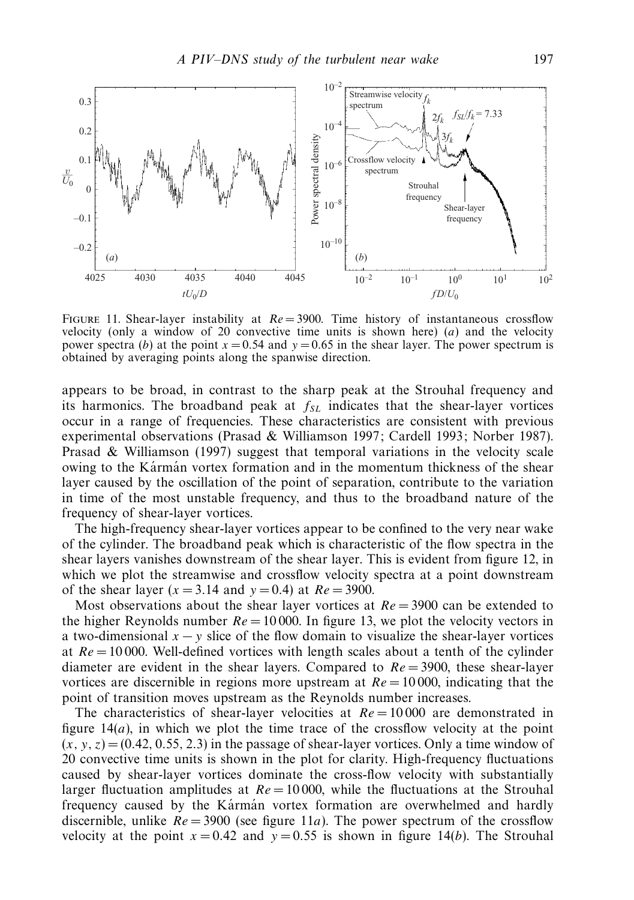FIGURE 11. Shear-layer instability at $Re = 3900$. Time history of instantaneous crossflow velocity (only a window of 20 convective time units is shown here) (*a*) and the velocity power spectra (*b*) at the point $x = 0.54$ and $y = 0.65$ in the shear layer. The power spectrum is obtained by averaging points along the spanwise direction.

appears to be broad, in contrast to the sharp peak at the Strouhal frequency and its harmonics. The broadband peak at $f_{SL}$ indicates that the shear-layer vortices occur in a range of frequencies. These characteristics are consistent with previous experimental observations (Prasad & Williamson 1997; Cardell 1993; Norber 1987). Prasad & Williamson (1997) suggest that temporal variations in the velocity scale owing to the Kármán vortex formation and in the momentum thickness of the shear layer caused by the oscillation of the point of separation, contribute to the variation in time of the most unstable frequency, and thus to the broadband nature of the frequency of shear-layer vortices.

The high-frequency shear-layer vortices appear to be confined to the very near wake of the cylinder. The broadband peak which is characteristic of the flow spectra in the shear layers vanishes downstream of the shear layer. This is evident from figure 12, in which we plot the streamwise and crossflow velocity spectra at a point downstream of the shear layer ($x = 3.14$ and $y = 0.4$) at $Re = 3900$.

Most observations about the shear layer vortices at $Re = 3900$ can be extended to the higher Reynolds number $Re = 10\,000$. In figure 13, we plot the velocity vectors in a two-dimensional $x - y$ slice of the flow domain to visualize the shear-layer vortices at $Re = 10\,000$. Well-defined vortices with length scales about a tenth of the cylinder diameter are evident in the shear layers. Compared to $Re = 3900$, these shear-layer vortices are discernible in regions more upstream at $Re = 10\,000$, indicating that the point of transition moves upstream as the Reynolds number increases.

The characteristics of shear-layer velocities at $Re = 10\,000$ are demonstrated in figure 14(*a*), in which we plot the time trace of the crossflow velocity at the point $(x, y, z) = (0.42, 0.55, 2.3)$ in the passage of shear-layer vortices. Only a time window of 20 convective time units is shown in the plot for clarity. High-frequency fluctuations caused by shear-layer vortices dominate the cross-flow velocity with substantially larger fluctuation amplitudes at $Re = 10\,000$, while the fluctuations at the Strouhal frequency caused by the Kármán vortex formation are overwhelmed and hardly discernible, unlike $Re = 3900$ (see figure 11*a*). The power spectrum of the crossflow velocity at the point $x = 0.42$ and $y = 0.55$ is shown in figure 14(*b*). The Strouhal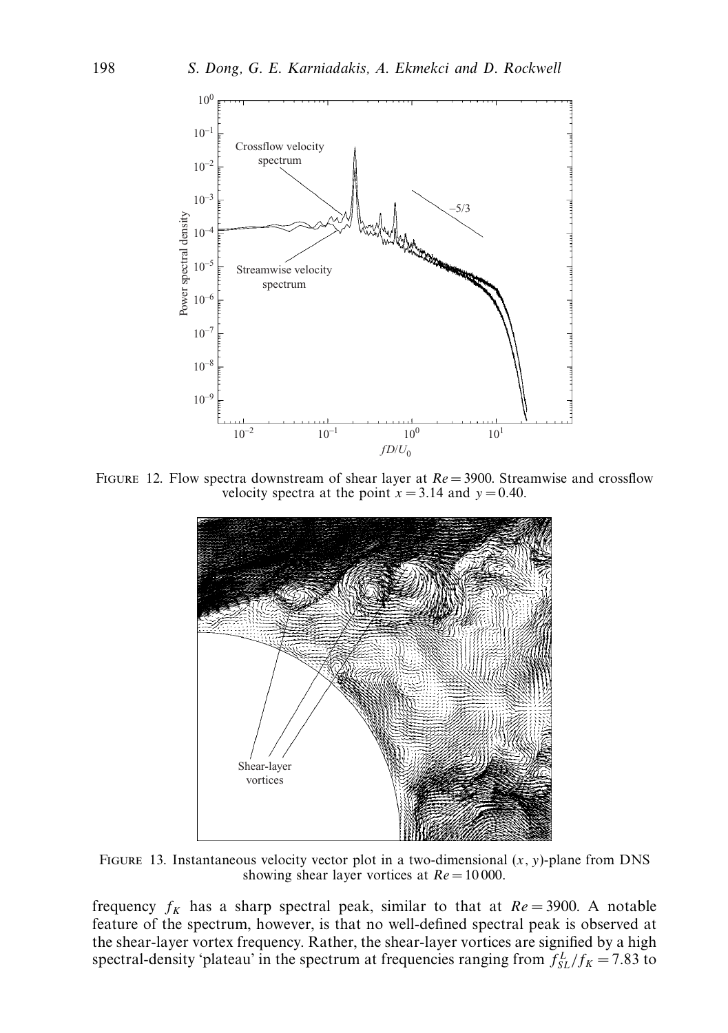FIGURE 12. Flow spectra downstream of shear layer at $Re = 3900$. Streamwise and crossflow velocity spectra at the point $x = 3.14$ and $y = 0.40$.

FIGURE 13. Instantaneous velocity vector plot in a two-dimensional $(x, y)$-plane from DNS showing shear layer vortices at $Re = 10\,000$.

frequency $f_K$ has a sharp spectral peak, similar to that at $Re = 3900$. A notable feature of the spectrum, however, is that no well-defined spectral peak is observed at the shear-layer vortex frequency. Rather, the shear-layer vortices are signified by a high spectral-density 'plateau' in the spectrum at frequencies ranging from $f_{SL}^L/f_K = 7.83$ to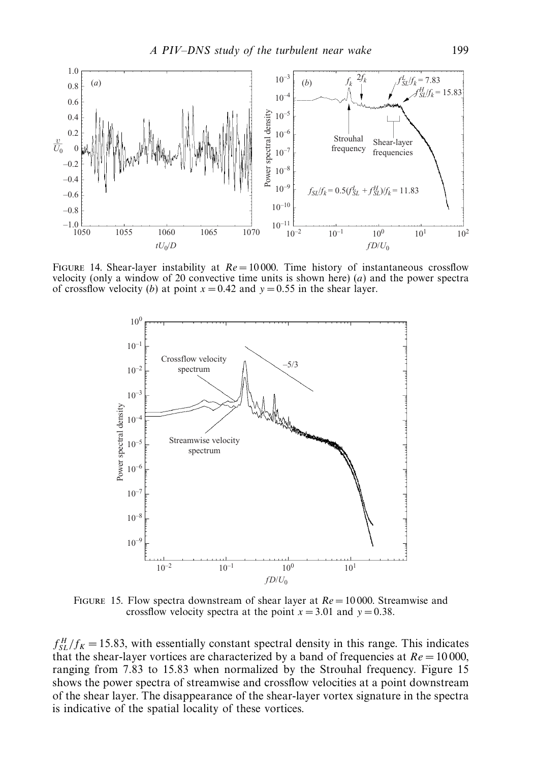FIGURE 14. Shear-layer instability at $Re = 10\,000$. Time history of instantaneous crossflow velocity (only a window of 20 convective time units is shown here) (*a*) and the power spectra of crossflow velocity (*b*) at point $x = 0.42$ and $y = 0.55$ in the shear layer.

FIGURE 15. Flow spectra downstream of shear layer at $Re = 10\,000$. Streamwise and crossflow velocity spectra at the point $x = 3.01$ and $y = 0.38$.

$f^H_{SL}/f_K = 15.83$, with essentially constant spectral density in this range. This indicates that the shear-layer vortices are characterized by a band of frequencies at $Re = 10\,000$, ranging from 7.83 to 15.83 when normalized by the Strouhal frequency. Figure 15 shows the power spectra of streamwise and crossflow velocities at a point downstream of the shear layer. The disappearance of the shear-layer vortex signature in the spectra is indicative of the spatial locality of these vortices.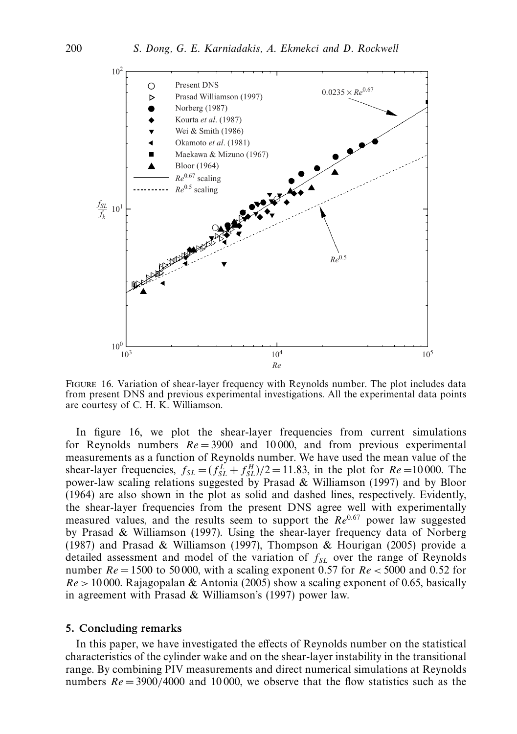FIGURE 16. Variation of shear-layer frequency with Reynolds number. The plot includes data from present DNS and previous experimental investigations. All the experimental data points are courtesy of C. H. K. Williamson.

In figure 16, we plot the shear-layer frequencies from current simulations for Reynolds numbers $Re = 3900$ and 10 000, and from previous experimental measurements as a function of Reynolds number. We have used the mean value of the shear-layer frequencies, $f_{SL} = (f_{SL}^L + f_{SL}^H)/2 = 11.83$, in the plot for $Re = 10\,000$. The power-law scaling relations suggested by Prasad & Williamson (1997) and by Bloor (1964) are also shown in the plot as solid and dashed lines, respectively. Evidently, the shear-layer frequencies from the present DNS agree well with experimentally measured values, and the results seem to support the $Re^{0.67}$ power law suggested by Prasad & Williamson (1997). Using the shear-layer frequency data of Norberg (1987) and Prasad & Williamson (1997), Thompson & Hourigan (2005) provide a detailed assessment and model of the variation of $f_{SL}$ over the range of Reynolds number $Re = 1500$ to 50 000, with a scaling exponent 0.57 for $Re < 5000$ and 0.52 for $Re > 10\,000$. Rajagopalan & Antonia (2005) show a scaling exponent of 0.65, basically in agreement with Prasad & Williamson's (1997) power law.

## 5. Concluding remarks

In this paper, we have investigated the effects of Reynolds number on the statistical characteristics of the cylinder wake and on the shear-layer instability in the transitional range. By combining PIV measurements and direct numerical simulations at Reynolds numbers $Re = 3900/4000$ and 10 000, we observe that the flow statistics such as the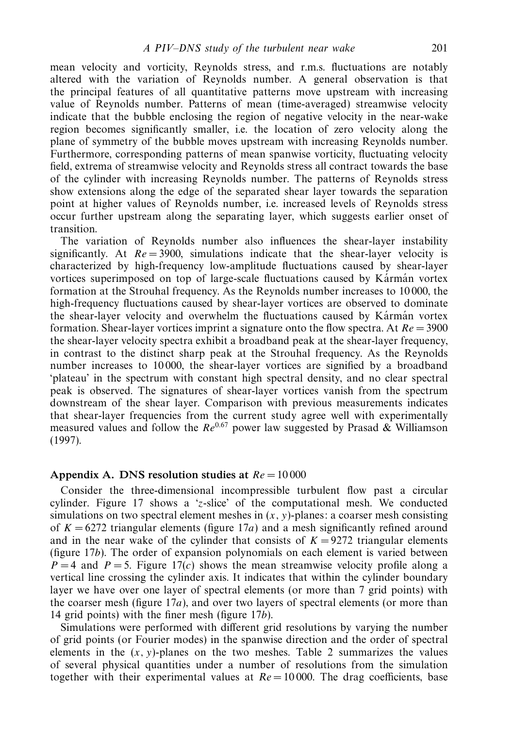mean velocity and vorticity, Reynolds stress, and r.m.s. fluctuations are notably altered with the variation of Reynolds number. A general observation is that the principal features of all quantitative patterns move upstream with increasing value of Reynolds number. Patterns of mean (time-averaged) streamwise velocity indicate that the bubble enclosing the region of negative velocity in the near-wake region becomes significantly smaller, i.e. the location of zero velocity along the plane of symmetry of the bubble moves upstream with increasing Reynolds number. Furthermore, corresponding patterns of mean spanwise vorticity, fluctuating velocity field, extrema of streamwise velocity and Reynolds stress all contract towards the base of the cylinder with increasing Reynolds number. The patterns of Reynolds stress show extensions along the edge of the separated shear layer towards the separation point at higher values of Reynolds number, i.e. increased levels of Reynolds stress occur further upstream along the separating layer, which suggests earlier onset of transition.

The variation of Reynolds number also influences the shear-layer instability significantly. At $Re = 3900$, simulations indicate that the shear-layer velocity is characterized by high-frequency low-amplitude fluctuations caused by shear-layer vortices superimposed on top of large-scale fluctuations caused by Kármán vortex formation at the Strouhal frequency. As the Reynolds number increases to 10 000, the high-frequency fluctuations caused by shear-layer vortices are observed to dominate the shear-layer velocity and overwhelm the fluctuations caused by Kármán vortex formation. Shear-layer vortices imprint a signature onto the flow spectra. At $Re = 3900$ the shear-layer velocity spectra exhibit a broadband peak at the shear-layer frequency, in contrast to the distinct sharp peak at the Strouhal frequency. As the Reynolds number increases to 10 000, the shear-layer vortices are signified by a broadband 'plateau' in the spectrum with constant high spectral density, and no clear spectral peak is observed. The signatures of shear-layer vortices vanish from the spectrum downstream of the shear layer. Comparison with previous measurements indicates that shear-layer frequencies from the current study agree well with experimentally measured values and follow the $Re^{0.67}$ power law suggested by Prasad & Williamson (1997).

## Appendix A. DNS resolution studies at $Re = 10\,000$

Consider the three-dimensional incompressible turbulent flow past a circular cylinder. Figure 17 shows a '$z$-slice' of the computational mesh. We conducted simulations on two spectral element meshes in $(x, y)$-planes: a coarser mesh consisting of $K = 6272$ triangular elements (figure 17$a$) and a mesh significantly refined around and in the near wake of the cylinder that consists of $K = 9272$ triangular elements (figure 17$b$). The order of expansion polynomials on each element is varied between $P = 4$ and $P = 5$. Figure 17($c$) shows the mean streamwise velocity profile along a vertical line crossing the cylinder axis. It indicates that within the cylinder boundary layer we have over one layer of spectral elements (or more than 7 grid points) with the coarser mesh (figure 17$a$), and over two layers of spectral elements (or more than 14 grid points) with the finer mesh (figure 17$b$).

Simulations were performed with different grid resolutions by varying the number of grid points (or Fourier modes) in the spanwise direction and the order of spectral elements in the $(x, y)$-planes on the two meshes. Table 2 summarizes the values of several physical quantities under a number of resolutions from the simulation together with their experimental values at $Re = 10\,000$. The drag coefficients, base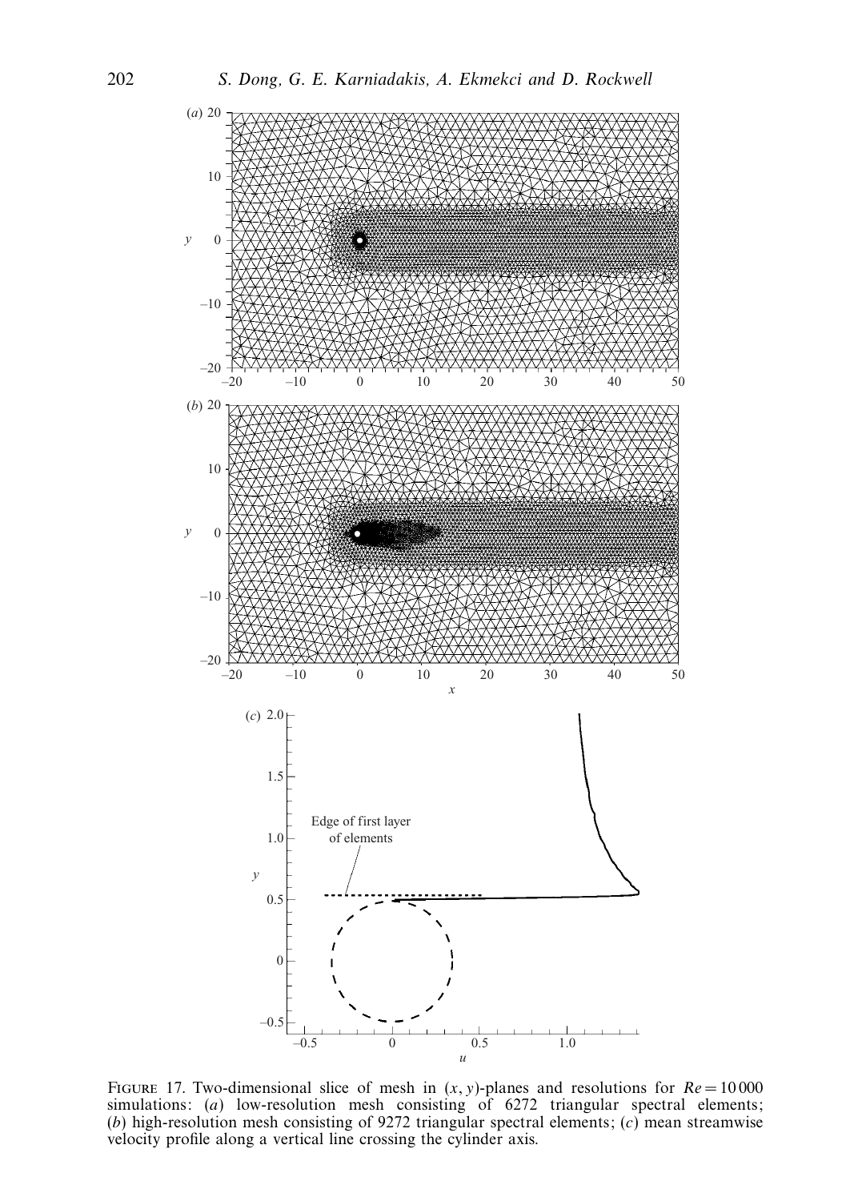Figure 17. Two-dimensional slice of mesh in $(x, y)$-planes and resolutions for $Re = 10\,000$ simulations: ($a$) low-resolution mesh consisting of 6272 triangular spectral elements; ($b$) high-resolution mesh consisting of 9272 triangular spectral elements; ($c$) mean streamwise velocity profile along a vertical line crossing the cylinder axis.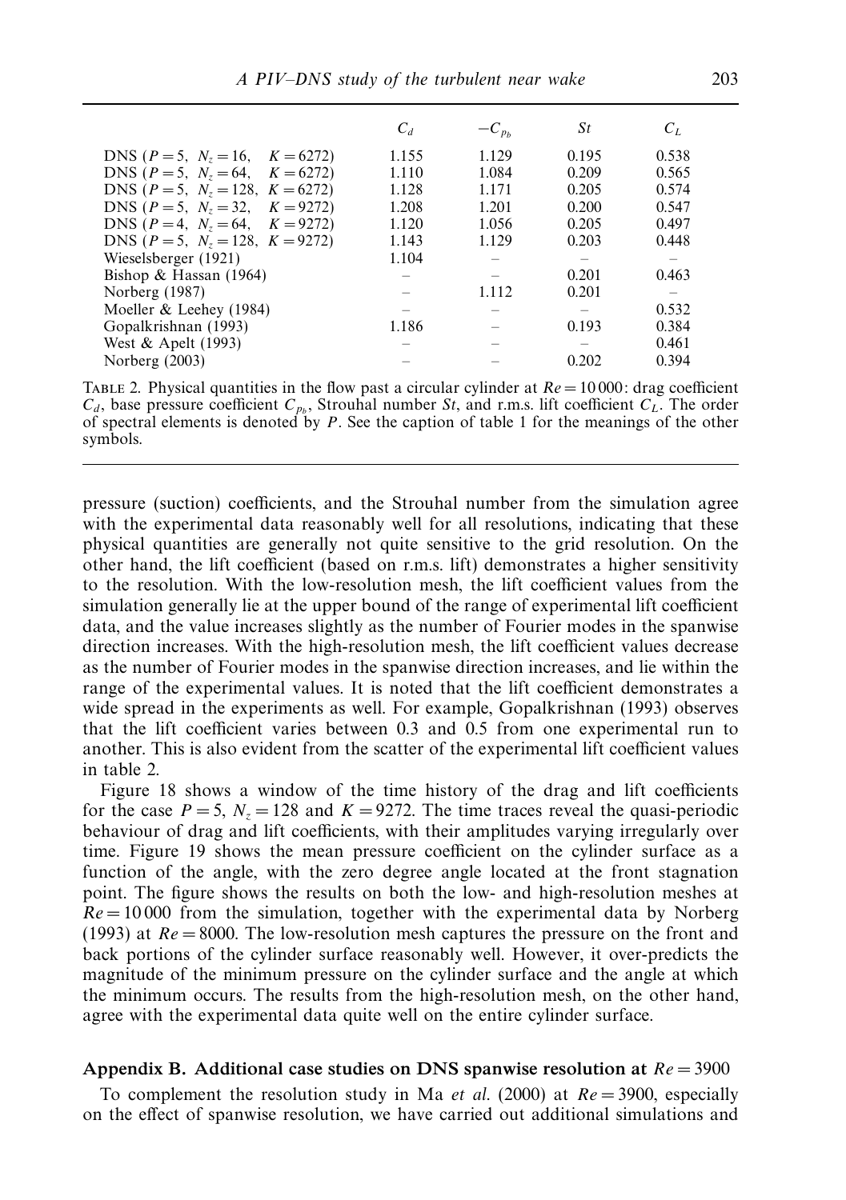| | $C_d$ | $-C_{p_b}$ | $St$ | $C_L$ |
|---|---|---|---|---|
| DNS ($P=5$, $N_z=16$, $K=6272$) | 1.155 | 1.129 | 0.195 | 0.538 |
| DNS ($P=5$, $N_z=64$, $K=6272$) | 1.110 | 1.084 | 0.209 | 0.565 |
| DNS ($P=5$, $N_z=128$, $K=6272$) | 1.128 | 1.171 | 0.205 | 0.574 |
| DNS ($P=5$, $N_z=32$, $K=9272$) | 1.208 | 1.201 | 0.200 | 0.547 |
| DNS ($P=4$, $N_z=64$, $K=9272$) | 1.120 | 1.056 | 0.205 | 0.497 |
| DNS ($P=5$, $N_z=128$, $K=9272$) | 1.143 | 1.129 | 0.203 | 0.448 |
| Wieselsberger (1921) | 1.104 | – | – | – |
| Bishop & Hassan (1964) | – | – | 0.201 | 0.463 |
| Norberg (1987) | – | 1.112 | 0.201 | – |
| Moeller & Leehey (1984) | – | – | – | 0.532 |
| Gopalkrishnan (1993) | 1.186 | – | 0.193 | 0.384 |
| West & Apelt (1993) | – | – | – | 0.461 |
| Norberg (2003) | – | – | 0.202 | 0.394 |

TABLE 2. Physical quantities in the flow past a circular cylinder at $Re=10\,000$: drag coefficient $C_d$, base pressure coefficient $C_{p_b}$, Strouhal number $St$, and r.m.s. lift coefficient $C_L$. The order of spectral elements is denoted by $P$. See the caption of table 1 for the meanings of the other symbols.

pressure (suction) coefficients, and the Strouhal number from the simulation agree with the experimental data reasonably well for all resolutions, indicating that these physical quantities are generally not quite sensitive to the grid resolution. On the other hand, the lift coefficient (based on r.m.s. lift) demonstrates a higher sensitivity to the resolution. With the low-resolution mesh, the lift coefficient values from the simulation generally lie at the upper bound of the range of experimental lift coefficient data, and the value increases slightly as the number of Fourier modes in the spanwise direction increases. With the high-resolution mesh, the lift coefficient values decrease as the number of Fourier modes in the spanwise direction increases, and lie within the range of the experimental values. It is noted that the lift coefficient demonstrates a wide spread in the experiments as well. For example, Gopalkrishnan (1993) observes that the lift coefficient varies between 0.3 and 0.5 from one experimental run to another. This is also evident from the scatter of the experimental lift coefficient values in table 2.

Figure 18 shows a window of the time history of the drag and lift coefficients for the case $P=5$, $N_z=128$ and $K=9272$. The time traces reveal the quasi-periodic behaviour of drag and lift coefficients, with their amplitudes varying irregularly over time. Figure 19 shows the mean pressure coefficient on the cylinder surface as a function of the angle, with the zero degree angle located at the front stagnation point. The figure shows the results on both the low- and high-resolution meshes at $Re=10\,000$ from the simulation, together with the experimental data by Norberg (1993) at $Re=8000$. The low-resolution mesh captures the pressure on the front and back portions of the cylinder surface reasonably well. However, it over-predicts the magnitude of the minimum pressure on the cylinder surface and the angle at which the minimum occurs. The results from the high-resolution mesh, on the other hand, agree with the experimental data quite well on the entire cylinder surface.

## Appendix B. Additional case studies on DNS spanwise resolution at $Re=3900$

To complement the resolution study in Ma *et al.* (2000) at $Re=3900$, especially on the effect of spanwise resolution, we have carried out additional simulations and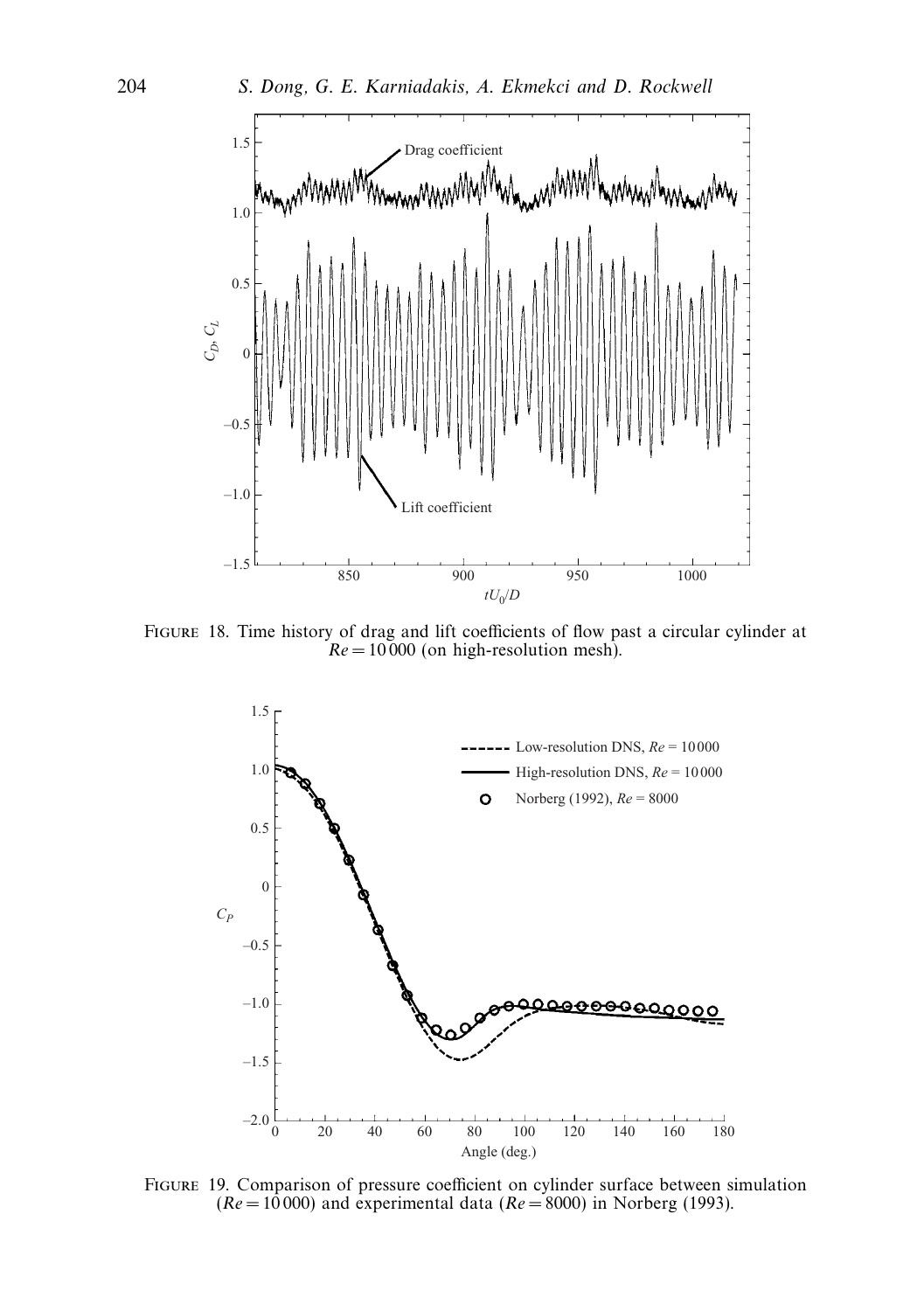Figure 18. Time history of drag and lift coefficients of flow past a circular cylinder at $Re = 10\,000$ (on high-resolution mesh).

Figure 19. Comparison of pressure coefficient on cylinder surface between simulation ($Re = 10\,000$) and experimental data ($Re = 8000$) in Norberg (1993).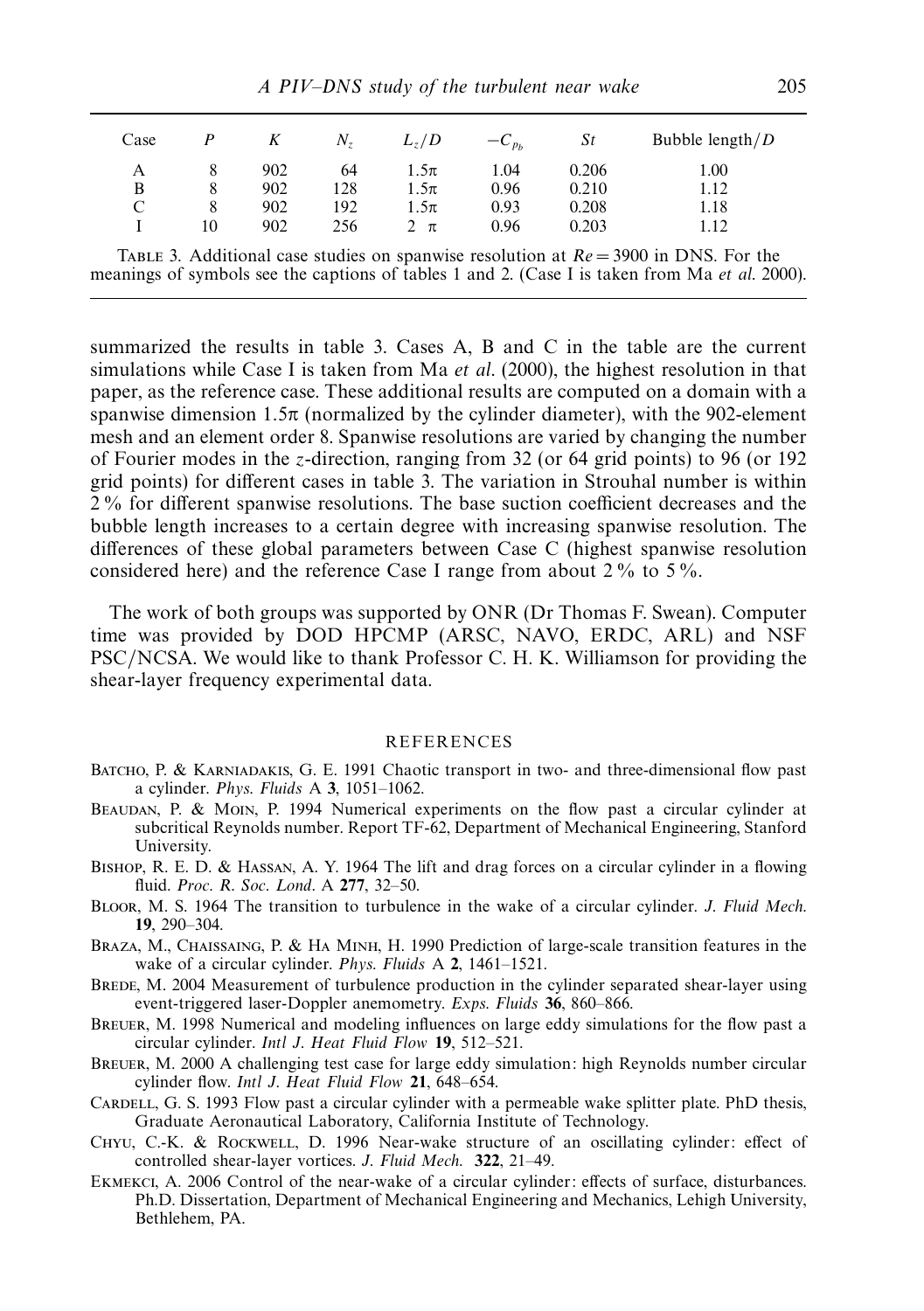| Case | $P$ | $K$ | $N_z$ | $L_z/D$ | $-C_{p_b}$ | $St$ | Bubble length/$D$ |
|---|---|---|---|---|---|---|---|
| A | 8 | 902 | 64 | $1.5\pi$ | 1.04 | 0.206 | 1.00 |
| B | 8 | 902 | 128 | $1.5\pi$ | 0.96 | 0.210 | 1.12 |
| C | 8 | 902 | 192 | $1.5\pi$ | 0.93 | 0.208 | 1.18 |
| I | 10 | 902 | 256 | $2\pi$ | 0.96 | 0.203 | 1.12 |

Table 3. Additional case studies on spanwise resolution at $Re = 3900$ in DNS. For the meanings of symbols see the captions of tables 1 and 2. (Case I is taken from Ma *et al.* 2000).

summarized the results in table 3. Cases A, B and C in the table are the current simulations while Case I is taken from Ma *et al.* (2000), the highest resolution in that paper, as the reference case. These additional results are computed on a domain with a spanwise dimension $1.5\pi$ (normalized by the cylinder diameter), with the 902-element mesh and an element order 8. Spanwise resolutions are varied by changing the number of Fourier modes in the $z$-direction, ranging from 32 (or 64 grid points) to 96 (or 192 grid points) for different cases in table 3. The variation in Strouhal number is within 2 % for different spanwise resolutions. The base suction coefficient decreases and the bubble length increases to a certain degree with increasing spanwise resolution. The differences of these global parameters between Case C (highest spanwise resolution considered here) and the reference Case I range from about 2 % to 5 %.

The work of both groups was supported by ONR (Dr Thomas F. Swean). Computer time was provided by DOD HPCMP (ARSC, NAVO, ERDC, ARL) and NSF PSC/NCSA. We would like to thank Professor C. H. K. Williamson for providing the shear-layer frequency experimental data.

## REFERENCES

Batcho, P. & Karniadakis, G. E. 1991 Chaotic transport in two- and three-dimensional flow past a cylinder. *Phys. Fluids* A **3**, 1051–1062.

Beaudan, P. & Moin, P. 1994 Numerical experiments on the flow past a circular cylinder at subcritical Reynolds number. Report TF-62, Department of Mechanical Engineering, Stanford University.

Bishop, R. E. D. & Hassan, A. Y. 1964 The lift and drag forces on a circular cylinder in a flowing fluid. *Proc. R. Soc. Lond.* A **277**, 32–50.

Bloor, M. S. 1964 The transition to turbulence in the wake of a circular cylinder. *J. Fluid Mech.* **19**, 290–304.

Braza, M., Chaissaing, P. & Ha Minh, H. 1990 Prediction of large-scale transition features in the wake of a circular cylinder. *Phys. Fluids* A **2**, 1461–1521.

Brede, M. 2004 Measurement of turbulence production in the cylinder separated shear-layer using event-triggered laser-Doppler anemometry. *Exps. Fluids* **36**, 860–866.

Breuer, M. 1998 Numerical and modeling influences on large eddy simulations for the flow past a circular cylinder. *Intl J. Heat Fluid Flow* **19**, 512–521.

Breuer, M. 2000 A challenging test case for large eddy simulation: high Reynolds number circular cylinder flow. *Intl J. Heat Fluid Flow* **21**, 648–654.

Cardell, G. S. 1993 Flow past a circular cylinder with a permeable wake splitter plate. PhD thesis, Graduate Aeronautical Laboratory, California Institute of Technology.

Chyu, C.-K. & Rockwell, D. 1996 Near-wake structure of an oscillating cylinder: effect of controlled shear-layer vortices. *J. Fluid Mech.* **322**, 21–49.

Ekmekci, A. 2006 Control of the near-wake of a circular cylinder: effects of surface, disturbances. Ph.D. Dissertation, Department of Mechanical Engineering and Mechanics, Lehigh University, Bethlehem, PA.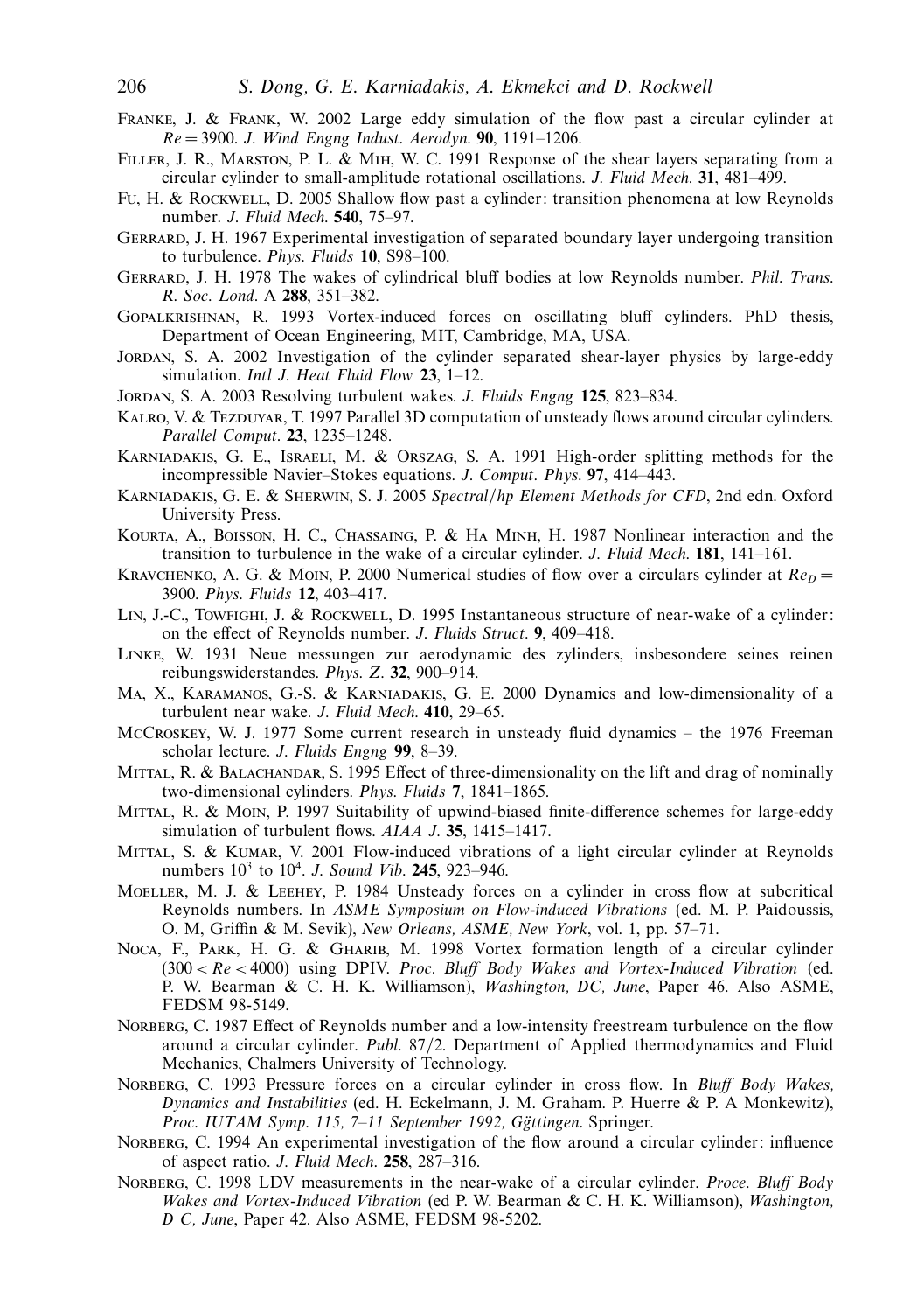Franke, J. & Frank, W. 2002 Large eddy simulation of the flow past a circular cylinder at $Re = 3900$. *J. Wind Engng Indust. Aerodyn.* **90**, 1191–1206.

Filler, J. R., Marston, P. L. & Mih, W. C. 1991 Response of the shear layers separating from a circular cylinder to small-amplitude rotational oscillations. *J. Fluid Mech.* **31**, 481–499.

Fu, H. & Rockwell, D. 2005 Shallow flow past a cylinder: transition phenomena at low Reynolds number. *J. Fluid Mech.* **540**, 75–97.

Gerrard, J. H. 1967 Experimental investigation of separated boundary layer undergoing transition to turbulence. *Phys. Fluids* **10**, S98–100.

Gerrard, J. H. 1978 The wakes of cylindrical bluff bodies at low Reynolds number. *Phil. Trans. R. Soc. Lond.* A **288**, 351–382.

Gopalkrishnan, R. 1993 Vortex-induced forces on oscillating bluff cylinders. PhD thesis, Department of Ocean Engineering, MIT, Cambridge, MA, USA.

Jordan, S. A. 2002 Investigation of the cylinder separated shear-layer physics by large-eddy simulation. *Intl J. Heat Fluid Flow* **23**, 1–12.

Jordan, S. A. 2003 Resolving turbulent wakes. *J. Fluids Engng* **125**, 823–834.

Kalro, V. & Tezduyar, T. 1997 Parallel 3D computation of unsteady flows around circular cylinders. *Parallel Comput.* **23**, 1235–1248.

Karniadakis, G. E., Israeli, M. & Orszag, S. A. 1991 High-order splitting methods for the incompressible Navier–Stokes equations. *J. Comput. Phys.* **97**, 414–443.

Karniadakis, G. E. & Sherwin, S. J. 2005 *Spectral/hp Element Methods for CFD*, 2nd edn. Oxford University Press.

Kourta, A., Boisson, H. C., Chassaing, P. & Ha Minh, H. 1987 Nonlinear interaction and the transition to turbulence in the wake of a circular cylinder. *J. Fluid Mech.* **181**, 141–161.

Kravchenko, A. G. & Moin, P. 2000 Numerical studies of flow over a circulars cylinder at $Re_D = 3900$. *Phys. Fluids* **12**, 403–417.

Lin, J.-C., Towfighi, J. & Rockwell, D. 1995 Instantaneous structure of near-wake of a cylinder: on the effect of Reynolds number. *J. Fluids Struct.* **9**, 409–418.

Linke, W. 1931 Neue messungen zur aerodynamic des zylinders, insbesondere seines reinen reibungswiderstandes. *Phys. Z.* **32**, 900–914.

Ma, X., Karamanos, G.-S. & Karniadakis, G. E. 2000 Dynamics and low-dimensionality of a turbulent near wake. *J. Fluid Mech.* **410**, 29–65.

McCroskey, W. J. 1977 Some current research in unsteady fluid dynamics – the 1976 Freeman scholar lecture. *J. Fluids Engng* **99**, 8–39.

Mittal, R. & Balachandar, S. 1995 Effect of three-dimensionality on the lift and drag of nominally two-dimensional cylinders. *Phys. Fluids* **7**, 1841–1865.

Mittal, R. & Moin, P. 1997 Suitability of upwind-biased finite-difference schemes for large-eddy simulation of turbulent flows. *AIAA J.* **35**, 1415–1417.

Mittal, S. & Kumar, V. 2001 Flow-induced vibrations of a light circular cylinder at Reynolds numbers $10^3$ to $10^4$. *J. Sound Vib.* **245**, 923–946.

Moeller, M. J. & Leehey, P. 1984 Unsteady forces on a cylinder in cross flow at subcritical Reynolds numbers. In *ASME Symposium on Flow-induced Vibrations* (ed. M. P. Paidoussis, O. M, Griffin & M. Sevik), *New Orleans, ASME, New York*, vol. 1, pp. 57–71.

Noca, F., Park, H. G. & Gharib, M. 1998 Vortex formation length of a circular cylinder $(300 < Re < 4000)$ using DPIV. *Proc. Bluff Body Wakes and Vortex-Induced Vibration* (ed. P. W. Bearman & C. H. K. Williamson), *Washington, DC, June*, Paper 46. Also ASME, FEDSM 98-5149.

Norberg, C. 1987 Effect of Reynolds number and a low-intensity freestream turbulence on the flow around a circular cylinder. *Publ.* 87/2. Department of Applied thermodynamics and Fluid Mechanics, Chalmers University of Technology.

Norberg, C. 1993 Pressure forces on a circular cylinder in cross flow. In *Bluff Body Wakes, Dynamics and Instabilities* (ed. H. Eckelmann, J. M. Graham. P. Huerre & P. A Monkewitz), *Proc. IUTAM Symp. 115, 7–11 September 1992, Gğttingen*. Springer.

Norberg, C. 1994 An experimental investigation of the flow around a circular cylinder: influence of aspect ratio. *J. Fluid Mech.* **258**, 287–316.

Norberg, C. 1998 LDV measurements in the near-wake of a circular cylinder. *Proce. Bluff Body Wakes and Vortex-Induced Vibration* (ed P. W. Bearman & C. H. K. Williamson), *Washington, D C, June*, Paper 42. Also ASME, FEDSM 98-5202.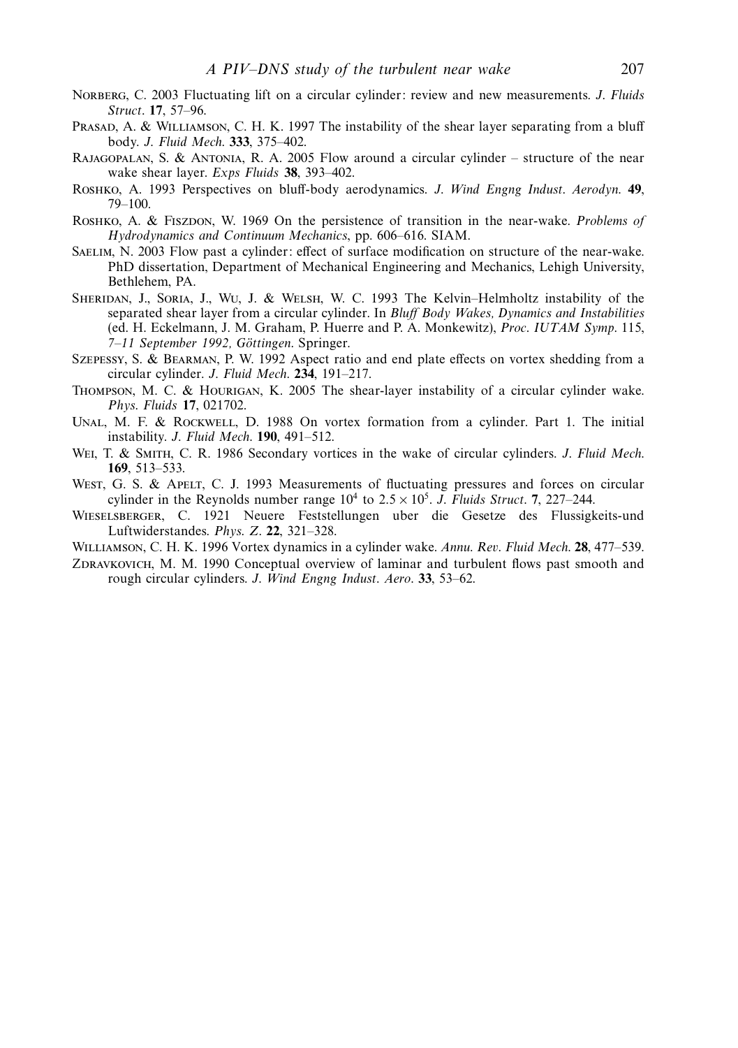Norberg, C. 2003 Fluctuating lift on a circular cylinder: review and new measurements. *J. Fluids Struct*. **17**, 57–96.

Prasad, A. & Williamson, C. H. K. 1997 The instability of the shear layer separating from a bluff body. *J. Fluid Mech.* **333**, 375–402.

Rajagopalan, S. & Antonia, R. A. 2005 Flow around a circular cylinder – structure of the near wake shear layer. *Exps Fluids* **38**, 393–402.

Roshko, A. 1993 Perspectives on bluff-body aerodynamics. *J. Wind Engng Indust. Aerodyn.* **49**, 79–100.

Roshko, A. & Fiszdon, W. 1969 On the persistence of transition in the near-wake. *Problems of Hydrodynamics and Continuum Mechanics*, pp. 606–616. SIAM.

Saelim, N. 2003 Flow past a cylinder: effect of surface modification on structure of the near-wake. PhD dissertation, Department of Mechanical Engineering and Mechanics, Lehigh University, Bethlehem, PA.

Sheridan, J., Soria, J., Wu, J. & Welsh, W. C. 1993 The Kelvin–Helmholtz instability of the separated shear layer from a circular cylinder. In *Bluff Body Wakes, Dynamics and Instabilities* (ed. H. Eckelmann, J. M. Graham, P. Huerre and P. A. Monkewitz), *Proc. IUTAM Symp.* 115, *7–11 September 1992, Göttingen*. Springer.

Szepessy, S. & Bearman, P. W. 1992 Aspect ratio and end plate effects on vortex shedding from a circular cylinder. *J. Fluid Mech.* **234**, 191–217.

Thompson, M. C. & Hourigan, K. 2005 The shear-layer instability of a circular cylinder wake. *Phys. Fluids* **17**, 021702.

Unal, M. F. & Rockwell, D. 1988 On vortex formation from a cylinder. Part 1. The initial instability. *J. Fluid Mech.* **190**, 491–512.

Wei, T. & Smith, C. R. 1986 Secondary vortices in the wake of circular cylinders. *J. Fluid Mech.* **169**, 513–533.

West, G. S. & Apelt, C. J. 1993 Measurements of fluctuating pressures and forces on circular cylinder in the Reynolds number range $10^4$ to $2.5 \times 10^5$. *J. Fluids Struct*. **7**, 227–244.

Wieselsberger, C. 1921 Neuere Feststellungen uber die Gesetze des Flussigkeits-und Luftwiderstandes. *Phys. Z*. **22**, 321–328.

Williamson, C. H. K. 1996 Vortex dynamics in a cylinder wake. *Annu. Rev. Fluid Mech.* **28**, 477–539.

Zdravkovich, M. M. 1990 Conceptual overview of laminar and turbulent flows past smooth and rough circular cylinders. *J. Wind Engng Indust. Aero*. **33**, 53–62.